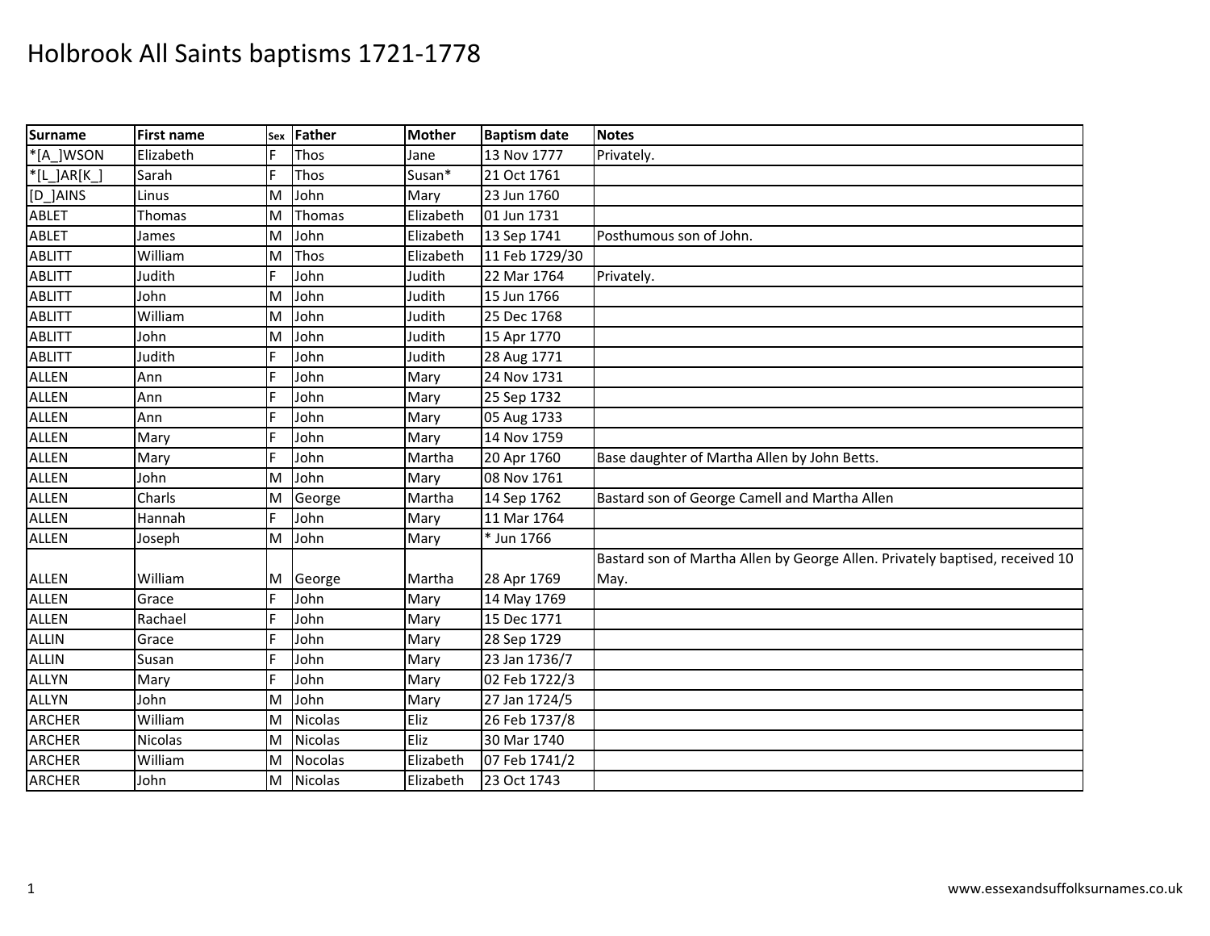# Holbrook All Saints baptisms 1721-1778

| Surname | First name | Sex | Father | Mother | Baptism date | Notes |
|---|---|---|---|---|---|---|
| *[A_]WSON | Elizabeth | F | Thos | Jane | 13 Nov 1777 | Privately. |
| *[L_]AR[K_] | Sarah | F | Thos | Susan* | 21 Oct 1761 | |
| [D_]AINS | Linus | M | John | Mary | 23 Jun 1760 | |
| ABLET | Thomas | M | Thomas | Elizabeth | 01 Jun 1731 | |
| ABLET | James | M | John | Elizabeth | 13 Sep 1741 | Posthumous son of John. |
| ABLITT | William | M | Thos | Elizabeth | 11 Feb 1729/30 | |
| ABLITT | Judith | F | John | Judith | 22 Mar 1764 | Privately. |
| ABLITT | John | M | John | Judith | 15 Jun 1766 | |
| ABLITT | William | M | John | Judith | 25 Dec 1768 | |
| ABLITT | John | M | John | Judith | 15 Apr 1770 | |
| ABLITT | Judith | F | John | Judith | 28 Aug 1771 | |
| ALLEN | Ann | F | John | Mary | 24 Nov 1731 | |
| ALLEN | Ann | F | John | Mary | 25 Sep 1732 | |
| ALLEN | Ann | F | John | Mary | 05 Aug 1733 | |
| ALLEN | Mary | F | John | Mary | 14 Nov 1759 | |
| ALLEN | Mary | F | John | Martha | 20 Apr 1760 | Base daughter of Martha Allen by John Betts. |
| ALLEN | John | M | John | Mary | 08 Nov 1761 | |
| ALLEN | Charls | M | George | Martha | 14 Sep 1762 | Bastard son of George Camell and Martha Allen |
| ALLEN | Hannah | F | John | Mary | 11 Mar 1764 | |
| ALLEN | Joseph | M | John | Mary | * Jun 1766 | |
| ALLEN | William | M | George | Martha | 28 Apr 1769 | Bastard son of Martha Allen by George Allen. Privately baptised, received 10 May. |
| ALLEN | Grace | F | John | Mary | 14 May 1769 | |
| ALLEN | Rachael | F | John | Mary | 15 Dec 1771 | |
| ALLIN | Grace | F | John | Mary | 28 Sep 1729 | |
| ALLIN | Susan | F | John | Mary | 23 Jan 1736/7 | |
| ALLYN | Mary | F | John | Mary | 02 Feb 1722/3 | |
| ALLYN | John | M | John | Mary | 27 Jan 1724/5 | |
| ARCHER | William | M | Nicolas | Eliz | 26 Feb 1737/8 | |
| ARCHER | Nicolas | M | Nicolas | Eliz | 30 Mar 1740 | |
| ARCHER | William | M | Nocolas | Elizabeth | 07 Feb 1741/2 | |
| ARCHER | John | M | Nicolas | Elizabeth | 23 Oct 1743 | |

www.essexandsuffolksurnames.co.uk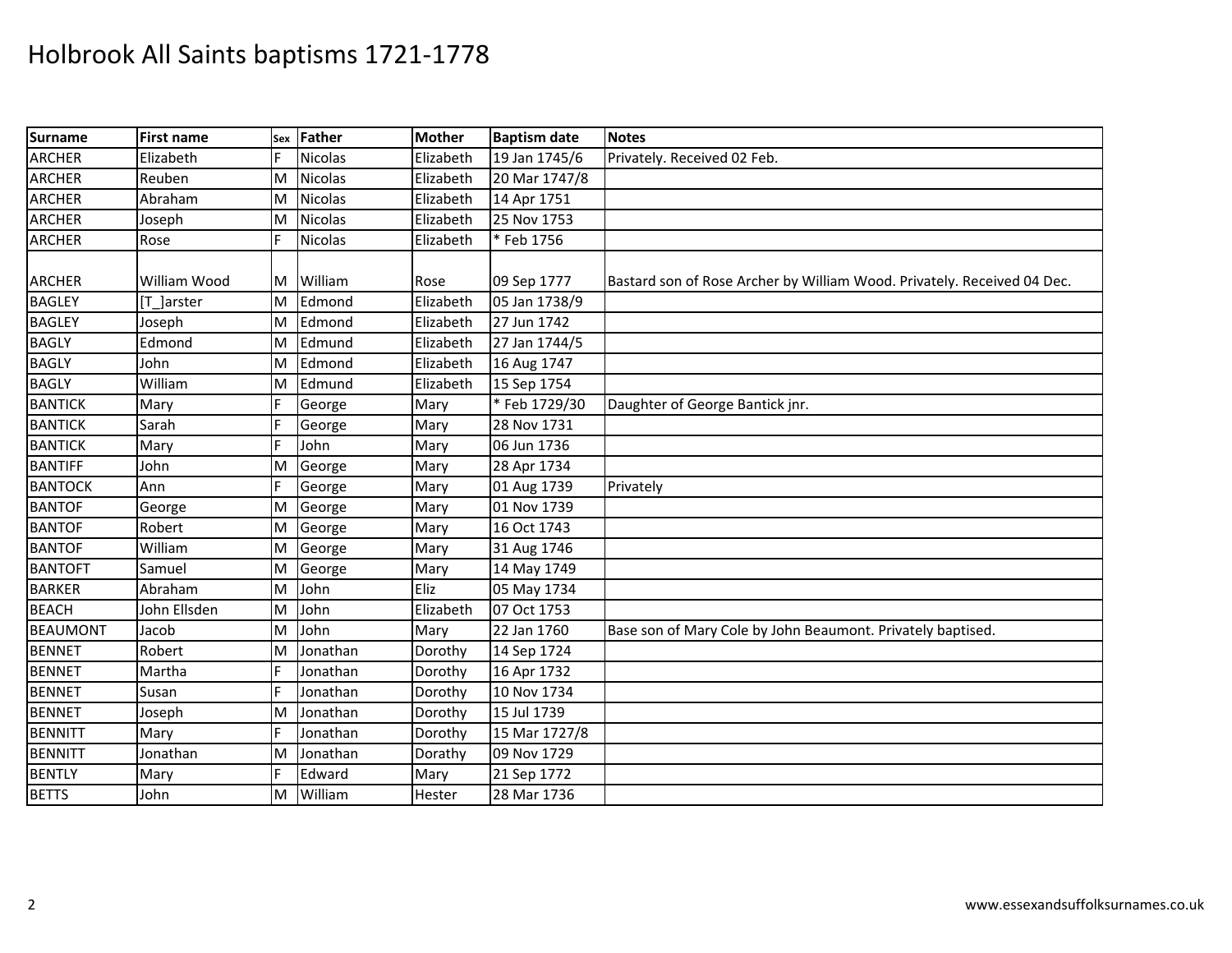# Holbrook All Saints baptisms 1721-1778

| Surname | First name | Sex | Father | Mother | Baptism date | Notes |
|---|---|---|---|---|---|---|
| ARCHER | Elizabeth | F | Nicolas | Elizabeth | 19 Jan 1745/6 | Privately. Received 02 Feb. |
| ARCHER | Reuben | M | Nicolas | Elizabeth | 20 Mar 1747/8 | |
| ARCHER | Abraham | M | Nicolas | Elizabeth | 14 Apr 1751 | |
| ARCHER | Joseph | M | Nicolas | Elizabeth | 25 Nov 1753 | |
| ARCHER | Rose | F | Nicolas | Elizabeth | * Feb 1756 | |
| ARCHER | William Wood | M | William | Rose | 09 Sep 1777 | Bastard son of Rose Archer by William Wood. Privately. Received 04 Dec. |
| BAGLEY | [T_]arster | M | Edmond | Elizabeth | 05 Jan 1738/9 | |
| BAGLEY | Joseph | M | Edmond | Elizabeth | 27 Jun 1742 | |
| BAGLY | Edmond | M | Edmund | Elizabeth | 27 Jan 1744/5 | |
| BAGLY | John | M | Edmond | Elizabeth | 16 Aug 1747 | |
| BAGLY | William | M | Edmund | Elizabeth | 15 Sep 1754 | |
| BANTICK | Mary | F | George | Mary | * Feb 1729/30 | Daughter of George Bantick jnr. |
| BANTICK | Sarah | F | George | Mary | 28 Nov 1731 | |
| BANTICK | Mary | F | John | Mary | 06 Jun 1736 | |
| BANTIFF | John | M | George | Mary | 28 Apr 1734 | |
| BANTOCK | Ann | F | George | Mary | 01 Aug 1739 | Privately |
| BANTOF | George | M | George | Mary | 01 Nov 1739 | |
| BANTOF | Robert | M | George | Mary | 16 Oct 1743 | |
| BANTOF | William | M | George | Mary | 31 Aug 1746 | |
| BANTOFT | Samuel | M | George | Mary | 14 May 1749 | |
| BARKER | Abraham | M | John | Eliz | 05 May 1734 | |
| BEACH | John Ellsden | M | John | Elizabeth | 07 Oct 1753 | |
| BEAUMONT | Jacob | M | John | Mary | 22 Jan 1760 | Base son of Mary Cole by John Beaumont. Privately baptised. |
| BENNET | Robert | M | Jonathan | Dorothy | 14 Sep 1724 | |
| BENNET | Martha | F | Jonathan | Dorothy | 16 Apr 1732 | |
| BENNET | Susan | F | Jonathan | Dorothy | 10 Nov 1734 | |
| BENNET | Joseph | M | Jonathan | Dorothy | 15 Jul 1739 | |
| BENNITT | Mary | F | Jonathan | Dorothy | 15 Mar 1727/8 | |
| BENNITT | Jonathan | M | Jonathan | Dorathy | 09 Nov 1729 | |
| BENTLY | Mary | F | Edward | Mary | 21 Sep 1772 | |
| BETTS | John | M | William | Hester | 28 Mar 1736 | |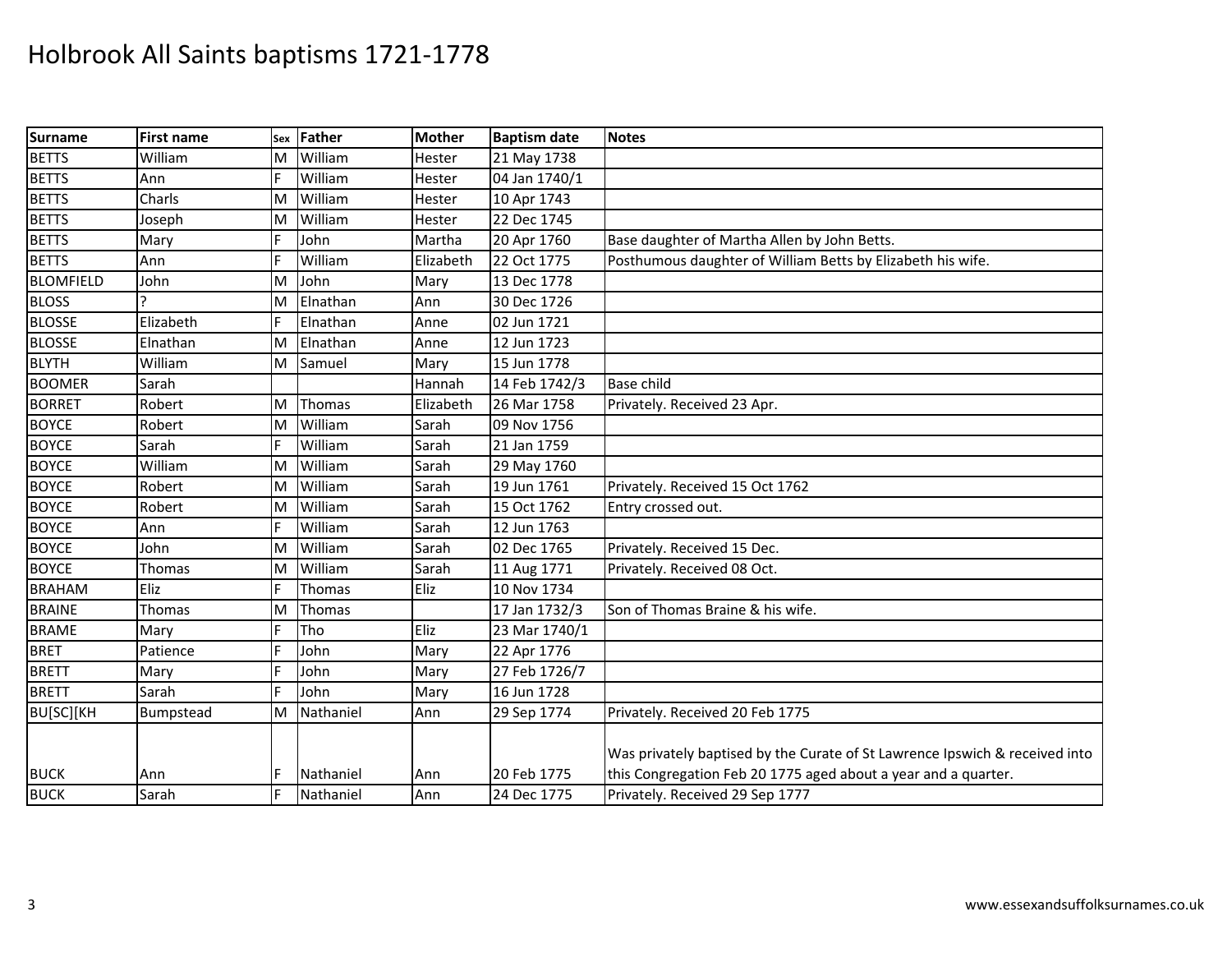# Holbrook All Saints baptisms 1721-1778

| Surname | First name | Sex | Father | Mother | Baptism date | Notes |
|---|---|---|---|---|---|---|
| BETTS | William | M | William | Hester | 21 May 1738 | |
| BETTS | Ann | F | William | Hester | 04 Jan 1740/1 | |
| BETTS | Charls | M | William | Hester | 10 Apr 1743 | |
| BETTS | Joseph | M | William | Hester | 22 Dec 1745 | |
| BETTS | Mary | F | John | Martha | 20 Apr 1760 | Base daughter of Martha Allen by John Betts. |
| BETTS | Ann | F | William | Elizabeth | 22 Oct 1775 | Posthumous daughter of William Betts by Elizabeth his wife. |
| BLOMFIELD | John | M | John | Mary | 13 Dec 1778 | |
| BLOSS | ? | M | Elnathan | Ann | 30 Dec 1726 | |
| BLOSSE | Elizabeth | F | Elnathan | Anne | 02 Jun 1721 | |
| BLOSSE | Elnathan | M | Elnathan | Anne | 12 Jun 1723 | |
| BLYTH | William | M | Samuel | Mary | 15 Jun 1778 | |
| BOOMER | Sarah | | | Hannah | 14 Feb 1742/3 | Base child |
| BORRET | Robert | M | Thomas | Elizabeth | 26 Mar 1758 | Privately. Received 23 Apr. |
| BOYCE | Robert | M | William | Sarah | 09 Nov 1756 | |
| BOYCE | Sarah | F | William | Sarah | 21 Jan 1759 | |
| BOYCE | William | M | William | Sarah | 29 May 1760 | |
| BOYCE | Robert | M | William | Sarah | 19 Jun 1761 | Privately. Received 15 Oct 1762 |
| BOYCE | Robert | M | William | Sarah | 15 Oct 1762 | Entry crossed out. |
| BOYCE | Ann | F | William | Sarah | 12 Jun 1763 | |
| BOYCE | John | M | William | Sarah | 02 Dec 1765 | Privately. Received 15 Dec. |
| BOYCE | Thomas | M | William | Sarah | 11 Aug 1771 | Privately. Received 08 Oct. |
| BRAHAM | Eliz | F | Thomas | Eliz | 10 Nov 1734 | |
| BRAINE | Thomas | M | Thomas | | 17 Jan 1732/3 | Son of Thomas Braine & his wife. |
| BRAME | Mary | F | Tho | Eliz | 23 Mar 1740/1 | |
| BRET | Patience | F | John | Mary | 22 Apr 1776 | |
| BRETT | Mary | F | John | Mary | 27 Feb 1726/7 | |
| BRETT | Sarah | F | John | Mary | 16 Jun 1728 | |
| BU[SC][KH | Bumpstead | M | Nathaniel | Ann | 29 Sep 1774 | Privately. Received 20 Feb 1775 |
| BUCK | Ann | F | Nathaniel | Ann | 20 Feb 1775 | Was privately baptised by the Curate of St Lawrence Ipswich & received into this Congregation Feb 20 1775 aged about a year and a quarter. |
| BUCK | Sarah | F | Nathaniel | Ann | 24 Dec 1775 | Privately. Received 29 Sep 1777 |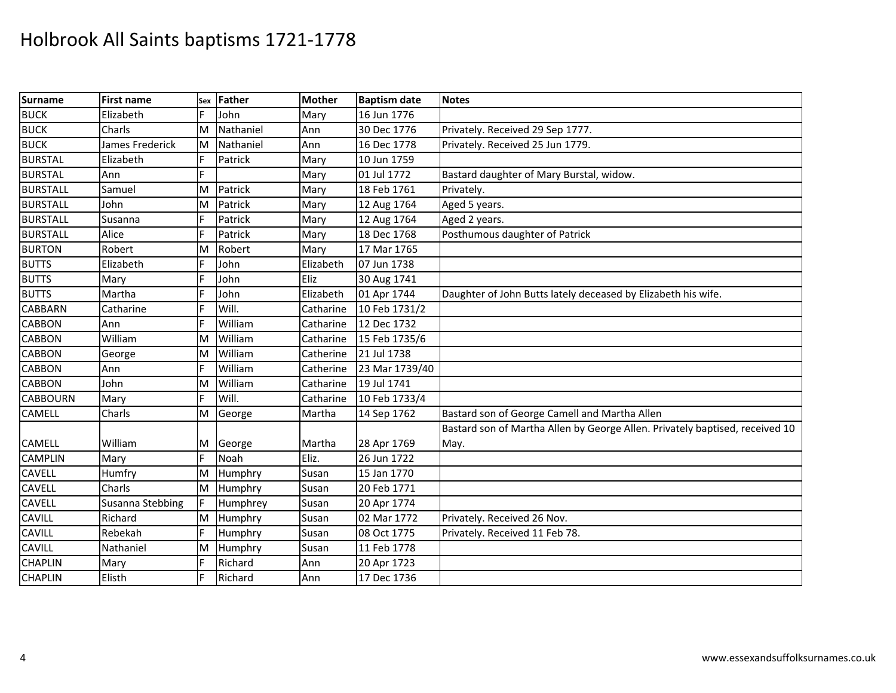# Holbrook All Saints baptisms 1721-1778

| Surname | First name | Sex | Father | Mother | Baptism date | Notes |
|---|---|---|---|---|---|---|
| BUCK | Elizabeth | F | John | Mary | 16 Jun 1776 | |
| BUCK | Charls | M | Nathaniel | Ann | 30 Dec 1776 | Privately. Received 29 Sep 1777. |
| BUCK | James Frederick | M | Nathaniel | Ann | 16 Dec 1778 | Privately. Received 25 Jun 1779. |
| BURSTAL | Elizabeth | F | Patrick | Mary | 10 Jun 1759 | |
| BURSTAL | Ann | F | | Mary | 01 Jul 1772 | Bastard daughter of Mary Burstal, widow. |
| BURSTALL | Samuel | M | Patrick | Mary | 18 Feb 1761 | Privately. |
| BURSTALL | John | M | Patrick | Mary | 12 Aug 1764 | Aged 5 years. |
| BURSTALL | Susanna | F | Patrick | Mary | 12 Aug 1764 | Aged 2 years. |
| BURSTALL | Alice | F | Patrick | Mary | 18 Dec 1768 | Posthumous daughter of Patrick |
| BURTON | Robert | M | Robert | Mary | 17 Mar 1765 | |
| BUTTS | Elizabeth | F | John | Elizabeth | 07 Jun 1738 | |
| BUTTS | Mary | F | John | Eliz | 30 Aug 1741 | |
| BUTTS | Martha | F | John | Elizabeth | 01 Apr 1744 | Daughter of John Butts lately deceased by Elizabeth his wife. |
| CABBARN | Catharine | F | Will. | Catharine | 10 Feb 1731/2 | |
| CABBON | Ann | F | William | Catharine | 12 Dec 1732 | |
| CABBON | William | M | William | Catharine | 15 Feb 1735/6 | |
| CABBON | George | M | William | Catherine | 21 Jul 1738 | |
| CABBON | Ann | F | William | Catherine | 23 Mar 1739/40 | |
| CABBON | John | M | William | Catharine | 19 Jul 1741 | |
| CABBOURN | Mary | F | Will. | Catharine | 10 Feb 1733/4 | |
| CAMELL | Charls | M | George | Martha | 14 Sep 1762 | Bastard son of George Camell and Martha Allen |
| CAMELL | William | M | George | Martha | 28 Apr 1769 | Bastard son of Martha Allen by George Allen. Privately baptised, received 10 May. |
| CAMPLIN | Mary | F | Noah | Eliz. | 26 Jun 1722 | |
| CAVELL | Humfry | M | Humphry | Susan | 15 Jan 1770 | |
| CAVELL | Charls | M | Humphry | Susan | 20 Feb 1771 | |
| CAVELL | Susanna Stebbing | F | Humphrey | Susan | 20 Apr 1774 | |
| CAVILL | Richard | M | Humphry | Susan | 02 Mar 1772 | Privately. Received 26 Nov. |
| CAVILL | Rebekah | F | Humphry | Susan | 08 Oct 1775 | Privately. Received 11 Feb 78. |
| CAVILL | Nathaniel | M | Humphry | Susan | 11 Feb 1778 | |
| CHAPLIN | Mary | F | Richard | Ann | 20 Apr 1723 | |
| CHAPLIN | Elisth | F | Richard | Ann | 17 Dec 1736 | |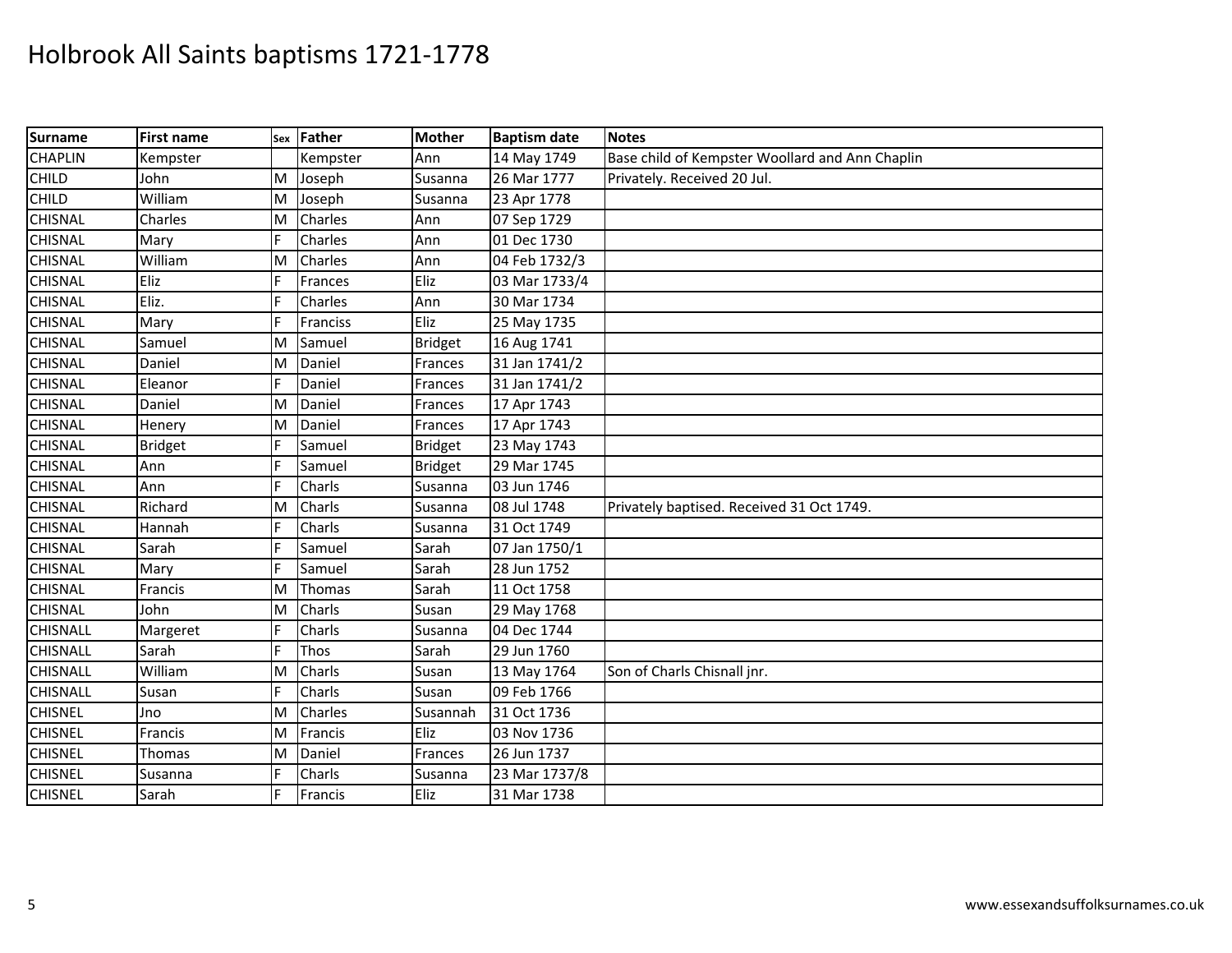# Holbrook All Saints baptisms 1721-1778

| Surname | First name | Sex | Father | Mother | Baptism date | Notes |
|---|---|---|---|---|---|---|
| CHAPLIN | Kempster | | Kempster | Ann | 14 May 1749 | Base child of Kempster Woollard and Ann Chaplin |
| CHILD | John | M | Joseph | Susanna | 26 Mar 1777 | Privately. Received 20 Jul. |
| CHILD | William | M | Joseph | Susanna | 23 Apr 1778 | |
| CHISNAL | Charles | M | Charles | Ann | 07 Sep 1729 | |
| CHISNAL | Mary | F | Charles | Ann | 01 Dec 1730 | |
| CHISNAL | William | M | Charles | Ann | 04 Feb 1732/3 | |
| CHISNAL | Eliz | F | Frances | Eliz | 03 Mar 1733/4 | |
| CHISNAL | Eliz. | F | Charles | Ann | 30 Mar 1734 | |
| CHISNAL | Mary | F | Franciss | Eliz | 25 May 1735 | |
| CHISNAL | Samuel | M | Samuel | Bridget | 16 Aug 1741 | |
| CHISNAL | Daniel | M | Daniel | Frances | 31 Jan 1741/2 | |
| CHISNAL | Eleanor | F | Daniel | Frances | 31 Jan 1741/2 | |
| CHISNAL | Daniel | M | Daniel | Frances | 17 Apr 1743 | |
| CHISNAL | Henery | M | Daniel | Frances | 17 Apr 1743 | |
| CHISNAL | Bridget | F | Samuel | Bridget | 23 May 1743 | |
| CHISNAL | Ann | F | Samuel | Bridget | 29 Mar 1745 | |
| CHISNAL | Ann | F | Charls | Susanna | 03 Jun 1746 | |
| CHISNAL | Richard | M | Charls | Susanna | 08 Jul 1748 | Privately baptised. Received 31 Oct 1749. |
| CHISNAL | Hannah | F | Charls | Susanna | 31 Oct 1749 | |
| CHISNAL | Sarah | F | Samuel | Sarah | 07 Jan 1750/1 | |
| CHISNAL | Mary | F | Samuel | Sarah | 28 Jun 1752 | |
| CHISNAL | Francis | M | Thomas | Sarah | 11 Oct 1758 | |
| CHISNAL | John | M | Charls | Susan | 29 May 1768 | |
| CHISNALL | Margeret | F | Charls | Susanna | 04 Dec 1744 | |
| CHISNALL | Sarah | F | Thos | Sarah | 29 Jun 1760 | |
| CHISNALL | William | M | Charls | Susan | 13 May 1764 | Son of Charls Chisnall jnr. |
| CHISNALL | Susan | F | Charls | Susan | 09 Feb 1766 | |
| CHISNEL | Jno | M | Charles | Susannah | 31 Oct 1736 | |
| CHISNEL | Francis | M | Francis | Eliz | 03 Nov 1736 | |
| CHISNEL | Thomas | M | Daniel | Frances | 26 Jun 1737 | |
| CHISNEL | Susanna | F | Charls | Susanna | 23 Mar 1737/8 | |
| CHISNEL | Sarah | F | Francis | Eliz | 31 Mar 1738 | |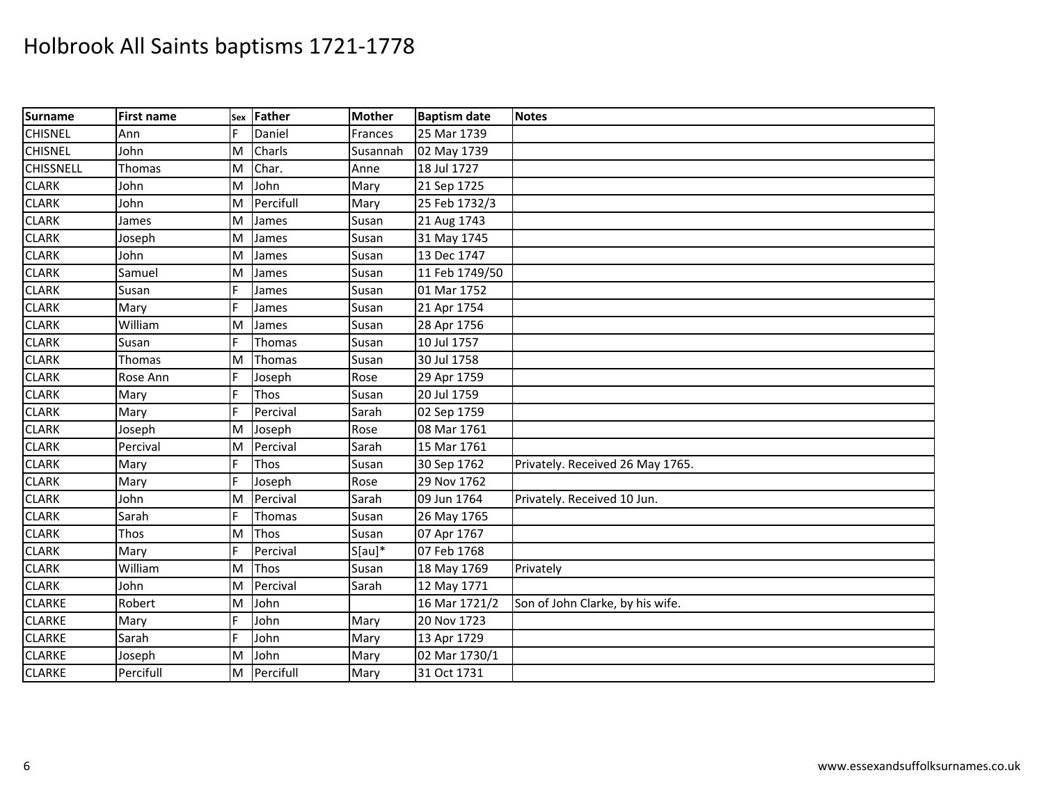# Holbrook All Saints baptisms 1721-1778

| Surname | First name | Sex | Father | Mother | Baptism date | Notes |
|---|---|---|---|---|---|---|
| CHISNEL | Ann | F | Daniel | Frances | 25 Mar 1739 | |
| CHISNEL | John | M | Charls | Susannah | 02 May 1739 | |
| CHISSNELL | Thomas | M | Char. | Anne | 18 Jul 1727 | |
| CLARK | John | M | John | Mary | 21 Sep 1725 | |
| CLARK | John | M | Percifull | Mary | 25 Feb 1732/3 | |
| CLARK | James | M | James | Susan | 21 Aug 1743 | |
| CLARK | Joseph | M | James | Susan | 31 May 1745 | |
| CLARK | John | M | James | Susan | 13 Dec 1747 | |
| CLARK | Samuel | M | James | Susan | 11 Feb 1749/50 | |
| CLARK | Susan | F | James | Susan | 01 Mar 1752 | |
| CLARK | Mary | F | James | Susan | 21 Apr 1754 | |
| CLARK | William | M | James | Susan | 28 Apr 1756 | |
| CLARK | Susan | F | Thomas | Susan | 10 Jul 1757 | |
| CLARK | Thomas | M | Thomas | Susan | 30 Jul 1758 | |
| CLARK | Rose Ann | F | Joseph | Rose | 29 Apr 1759 | |
| CLARK | Mary | F | Thos | Susan | 20 Jul 1759 | |
| CLARK | Mary | F | Percival | Sarah | 02 Sep 1759 | |
| CLARK | Joseph | M | Joseph | Rose | 08 Mar 1761 | |
| CLARK | Percival | M | Percival | Sarah | 15 Mar 1761 | |
| CLARK | Mary | F | Thos | Susan | 30 Sep 1762 | Privately. Received 26 May 1765. |
| CLARK | Mary | F | Joseph | Rose | 29 Nov 1762 | |
| CLARK | John | M | Percival | Sarah | 09 Jun 1764 | Privately. Received 10 Jun. |
| CLARK | Sarah | F | Thomas | Susan | 26 May 1765 | |
| CLARK | Thos | M | Thos | Susan | 07 Apr 1767 | |
| CLARK | Mary | F | Percival | S[au]* | 07 Feb 1768 | |
| CLARK | William | M | Thos | Susan | 18 May 1769 | Privately |
| CLARK | John | M | Percival | Sarah | 12 May 1771 | |
| CLARKE | Robert | M | John | | 16 Mar 1721/2 | Son of John Clarke, by his wife. |
| CLARKE | Mary | F | John | Mary | 20 Nov 1723 | |
| CLARKE | Sarah | F | John | Mary | 13 Apr 1729 | |
| CLARKE | Joseph | M | John | Mary | 02 Mar 1730/1 | |
| CLARKE | Percifull | M | Percifull | Mary | 31 Oct 1731 | |

www.essexandsuffolksurnames.co.uk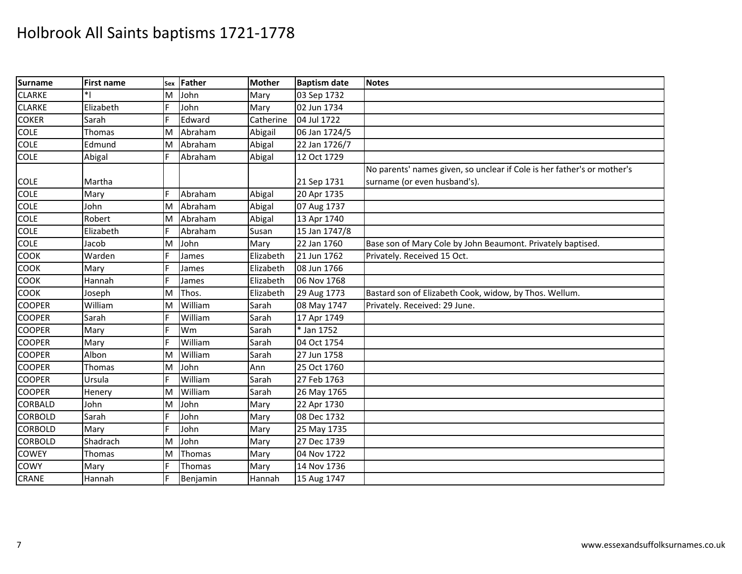# Holbrook All Saints baptisms 1721-1778

| Surname | First name | Sex | Father | Mother | Baptism date | Notes |
|---|---|---|---|---|---|---|
| CLARKE | *l | M | John | Mary | 03 Sep 1732 | |
| CLARKE | Elizabeth | F | John | Mary | 02 Jun 1734 | |
| COKER | Sarah | F | Edward | Catherine | 04 Jul 1722 | |
| COLE | Thomas | M | Abraham | Abigail | 06 Jan 1724/5 | |
| COLE | Edmund | M | Abraham | Abigal | 22 Jan 1726/7 | |
| COLE | Abigal | F | Abraham | Abigal | 12 Oct 1729 | |
| COLE | Martha | | | | 21 Sep 1731 | No parents' names given, so unclear if Cole is her father's or mother's surname (or even husband's). |
| COLE | Mary | F | Abraham | Abigal | 20 Apr 1735 | |
| COLE | John | M | Abraham | Abigal | 07 Aug 1737 | |
| COLE | Robert | M | Abraham | Abigal | 13 Apr 1740 | |
| COLE | Elizabeth | F | Abraham | Susan | 15 Jan 1747/8 | |
| COLE | Jacob | M | John | Mary | 22 Jan 1760 | Base son of Mary Cole by John Beaumont. Privately baptised. |
| COOK | Warden | F | James | Elizabeth | 21 Jun 1762 | Privately. Received 15 Oct. |
| COOK | Mary | F | James | Elizabeth | 08 Jun 1766 | |
| COOK | Hannah | F | James | Elizabeth | 06 Nov 1768 | |
| COOK | Joseph | M | Thos. | Elizabeth | 29 Aug 1773 | Bastard son of Elizabeth Cook, widow, by Thos. Wellum. |
| COOPER | William | M | William | Sarah | 08 May 1747 | Privately. Received: 29 June. |
| COOPER | Sarah | F | William | Sarah | 17 Apr 1749 | |
| COOPER | Mary | F | Wm | Sarah | * Jan 1752 | |
| COOPER | Mary | F | William | Sarah | 04 Oct 1754 | |
| COOPER | Albon | M | William | Sarah | 27 Jun 1758 | |
| COOPER | Thomas | M | John | Ann | 25 Oct 1760 | |
| COOPER | Ursula | F | William | Sarah | 27 Feb 1763 | |
| COOPER | Henery | M | William | Sarah | 26 May 1765 | |
| CORBALD | John | M | John | Mary | 22 Apr 1730 | |
| CORBOLD | Sarah | F | John | Mary | 08 Dec 1732 | |
| CORBOLD | Mary | F | John | Mary | 25 May 1735 | |
| CORBOLD | Shadrach | M | John | Mary | 27 Dec 1739 | |
| COWEY | Thomas | M | Thomas | Mary | 04 Nov 1722 | |
| COWY | Mary | F | Thomas | Mary | 14 Nov 1736 | |
| CRANE | Hannah | F | Benjamin | Hannah | 15 Aug 1747 | |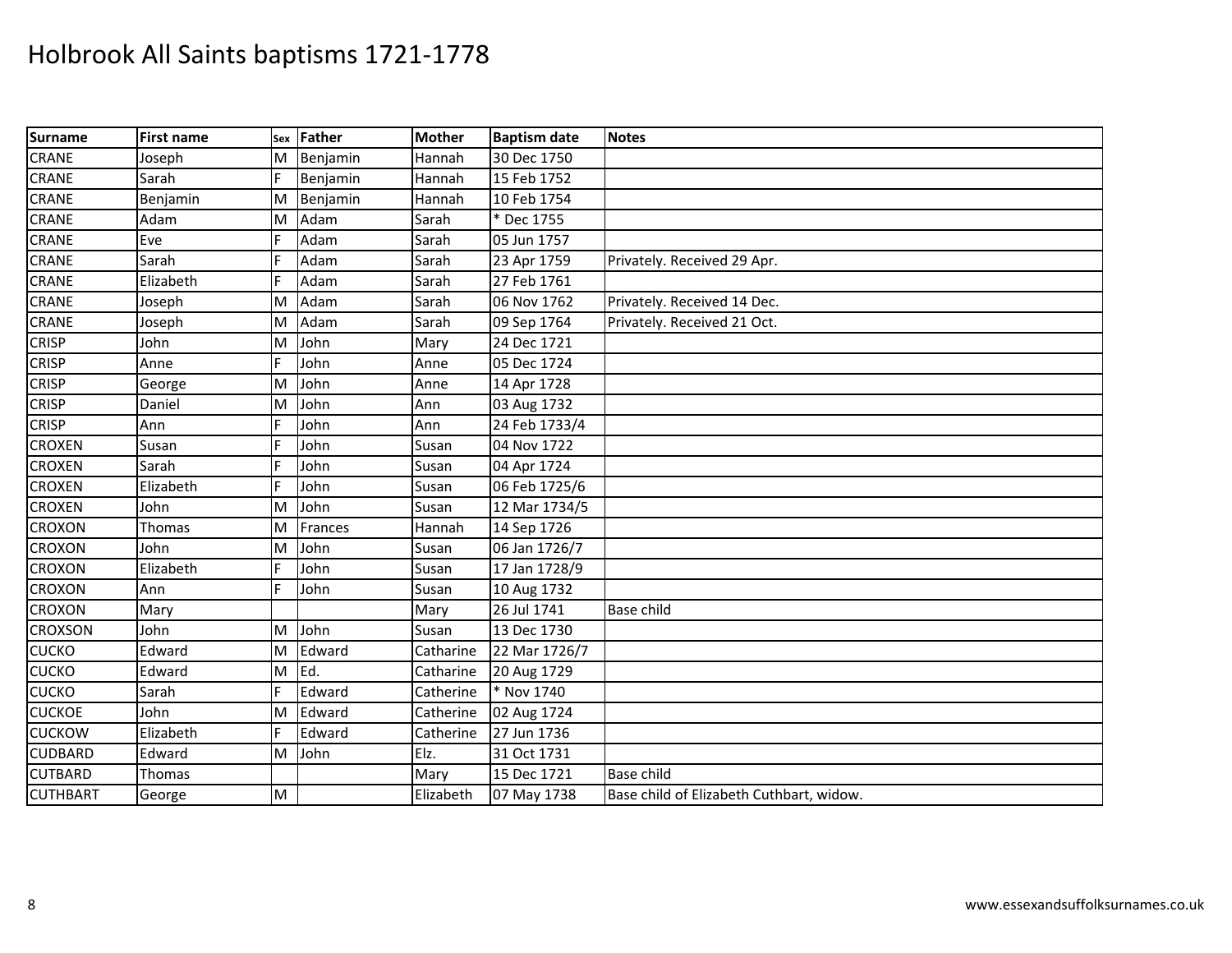# Holbrook All Saints baptisms 1721-1778

| Surname | First name | Sex | Father | Mother | Baptism date | Notes |
|---|---|---|---|---|---|---|
| CRANE | Joseph | M | Benjamin | Hannah | 30 Dec 1750 | |
| CRANE | Sarah | F | Benjamin | Hannah | 15 Feb 1752 | |
| CRANE | Benjamin | M | Benjamin | Hannah | 10 Feb 1754 | |
| CRANE | Adam | M | Adam | Sarah | * Dec 1755 | |
| CRANE | Eve | F | Adam | Sarah | 05 Jun 1757 | |
| CRANE | Sarah | F | Adam | Sarah | 23 Apr 1759 | Privately. Received 29 Apr. |
| CRANE | Elizabeth | F | Adam | Sarah | 27 Feb 1761 | |
| CRANE | Joseph | M | Adam | Sarah | 06 Nov 1762 | Privately. Received 14 Dec. |
| CRANE | Joseph | M | Adam | Sarah | 09 Sep 1764 | Privately. Received 21 Oct. |
| CRISP | John | M | John | Mary | 24 Dec 1721 | |
| CRISP | Anne | F | John | Anne | 05 Dec 1724 | |
| CRISP | George | M | John | Anne | 14 Apr 1728 | |
| CRISP | Daniel | M | John | Ann | 03 Aug 1732 | |
| CRISP | Ann | F | John | Ann | 24 Feb 1733/4 | |
| CROXEN | Susan | F | John | Susan | 04 Nov 1722 | |
| CROXEN | Sarah | F | John | Susan | 04 Apr 1724 | |
| CROXEN | Elizabeth | F | John | Susan | 06 Feb 1725/6 | |
| CROXEN | John | M | John | Susan | 12 Mar 1734/5 | |
| CROXON | Thomas | M | Frances | Hannah | 14 Sep 1726 | |
| CROXON | John | M | John | Susan | 06 Jan 1726/7 | |
| CROXON | Elizabeth | F | John | Susan | 17 Jan 1728/9 | |
| CROXON | Ann | F | John | Susan | 10 Aug 1732 | |
| CROXON | Mary | | | Mary | 26 Jul 1741 | Base child |
| CROXSON | John | M | John | Susan | 13 Dec 1730 | |
| CUCKO | Edward | M | Edward | Catharine | 22 Mar 1726/7 | |
| CUCKO | Edward | M | Ed. | Catharine | 20 Aug 1729 | |
| CUCKO | Sarah | F | Edward | Catherine | * Nov 1740 | |
| CUCKOE | John | M | Edward | Catherine | 02 Aug 1724 | |
| CUCKOW | Elizabeth | F | Edward | Catherine | 27 Jun 1736 | |
| CUDBARD | Edward | M | John | Elz. | 31 Oct 1731 | |
| CUTBARD | Thomas | | | Mary | 15 Dec 1721 | Base child |
| CUTHBART | George | M | | Elizabeth | 07 May 1738 | Base child of Elizabeth Cuthbart, widow. |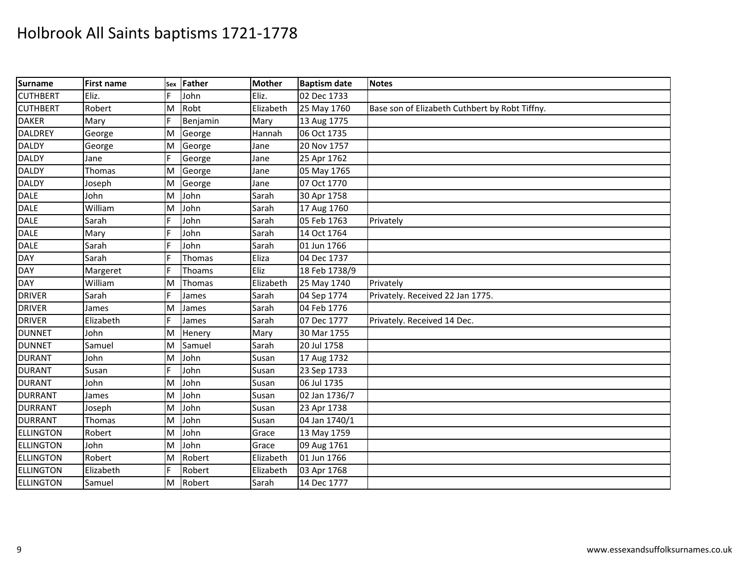# Holbrook All Saints baptisms 1721-1778

| Surname | First name | Sex | Father | Mother | Baptism date | Notes |
|---|---|---|---|---|---|---|
| CUTHBERT | Eliz. | F | John | Eliz. | 02 Dec 1733 | |
| CUTHBERT | Robert | M | Robt | Elizabeth | 25 May 1760 | Base son of Elizabeth Cuthbert by Robt Tiffny. |
| DAKER | Mary | F | Benjamin | Mary | 13 Aug 1775 | |
| DALDREY | George | M | George | Hannah | 06 Oct 1735 | |
| DALDY | George | M | George | Jane | 20 Nov 1757 | |
| DALDY | Jane | F | George | Jane | 25 Apr 1762 | |
| DALDY | Thomas | M | George | Jane | 05 May 1765 | |
| DALDY | Joseph | M | George | Jane | 07 Oct 1770 | |
| DALE | John | M | John | Sarah | 30 Apr 1758 | |
| DALE | William | M | John | Sarah | 17 Aug 1760 | |
| DALE | Sarah | F | John | Sarah | 05 Feb 1763 | Privately |
| DALE | Mary | F | John | Sarah | 14 Oct 1764 | |
| DALE | Sarah | F | John | Sarah | 01 Jun 1766 | |
| DAY | Sarah | F | Thomas | Eliza | 04 Dec 1737 | |
| DAY | Margeret | F | Thoams | Eliz | 18 Feb 1738/9 | |
| DAY | William | M | Thomas | Elizabeth | 25 May 1740 | Privately |
| DRIVER | Sarah | F | James | Sarah | 04 Sep 1774 | Privately. Received 22 Jan 1775. |
| DRIVER | James | M | James | Sarah | 04 Feb 1776 | |
| DRIVER | Elizabeth | F | James | Sarah | 07 Dec 1777 | Privately. Received 14 Dec. |
| DUNNET | John | M | Henery | Mary | 30 Mar 1755 | |
| DUNNET | Samuel | M | Samuel | Sarah | 20 Jul 1758 | |
| DURANT | John | M | John | Susan | 17 Aug 1732 | |
| DURANT | Susan | F | John | Susan | 23 Sep 1733 | |
| DURANT | John | M | John | Susan | 06 Jul 1735 | |
| DURRANT | James | M | John | Susan | 02 Jan 1736/7 | |
| DURRANT | Joseph | M | John | Susan | 23 Apr 1738 | |
| DURRANT | Thomas | M | John | Susan | 04 Jan 1740/1 | |
| ELLINGTON | Robert | M | John | Grace | 13 May 1759 | |
| ELLINGTON | John | M | John | Grace | 09 Aug 1761 | |
| ELLINGTON | Robert | M | Robert | Elizabeth | 01 Jun 1766 | |
| ELLINGTON | Elizabeth | F | Robert | Elizabeth | 03 Apr 1768 | |
| ELLINGTON | Samuel | M | Robert | Sarah | 14 Dec 1777 | |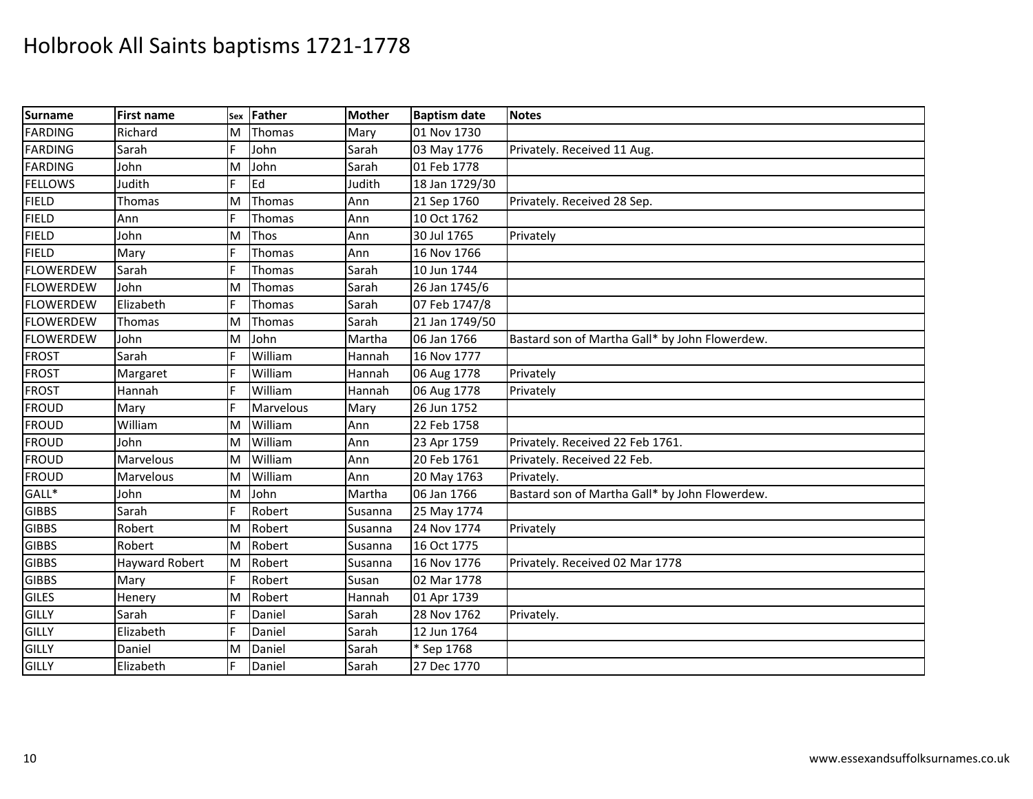# Holbrook All Saints baptisms 1721-1778

| Surname | First name | Sex | Father | Mother | Baptism date | Notes |
|---|---|---|---|---|---|---|
| FARDING | Richard | M | Thomas | Mary | 01 Nov 1730 | |
| FARDING | Sarah | F | John | Sarah | 03 May 1776 | Privately. Received 11 Aug. |
| FARDING | John | M | John | Sarah | 01 Feb 1778 | |
| FELLOWS | Judith | F | Ed | Judith | 18 Jan 1729/30 | |
| FIELD | Thomas | M | Thomas | Ann | 21 Sep 1760 | Privately. Received 28 Sep. |
| FIELD | Ann | F | Thomas | Ann | 10 Oct 1762 | |
| FIELD | John | M | Thos | Ann | 30 Jul 1765 | Privately |
| FIELD | Mary | F | Thomas | Ann | 16 Nov 1766 | |
| FLOWERDEW | Sarah | F | Thomas | Sarah | 10 Jun 1744 | |
| FLOWERDEW | John | M | Thomas | Sarah | 26 Jan 1745/6 | |
| FLOWERDEW | Elizabeth | F | Thomas | Sarah | 07 Feb 1747/8 | |
| FLOWERDEW | Thomas | M | Thomas | Sarah | 21 Jan 1749/50 | |
| FLOWERDEW | John | M | John | Martha | 06 Jan 1766 | Bastard son of Martha Gall* by John Flowerdew. |
| FROST | Sarah | F | William | Hannah | 16 Nov 1777 | |
| FROST | Margaret | F | William | Hannah | 06 Aug 1778 | Privately |
| FROST | Hannah | F | William | Hannah | 06 Aug 1778 | Privately |
| FROUD | Mary | F | Marvelous | Mary | 26 Jun 1752 | |
| FROUD | William | M | William | Ann | 22 Feb 1758 | |
| FROUD | John | M | William | Ann | 23 Apr 1759 | Privately. Received 22 Feb 1761. |
| FROUD | Marvelous | M | William | Ann | 20 Feb 1761 | Privately. Received 22 Feb. |
| FROUD | Marvelous | M | William | Ann | 20 May 1763 | Privately. |
| GALL* | John | M | John | Martha | 06 Jan 1766 | Bastard son of Martha Gall* by John Flowerdew. |
| GIBBS | Sarah | F | Robert | Susanna | 25 May 1774 | |
| GIBBS | Robert | M | Robert | Susanna | 24 Nov 1774 | Privately |
| GIBBS | Robert | M | Robert | Susanna | 16 Oct 1775 | |
| GIBBS | Hayward Robert | M | Robert | Susanna | 16 Nov 1776 | Privately. Received 02 Mar 1778 |
| GIBBS | Mary | F | Robert | Susan | 02 Mar 1778 | |
| GILES | Henery | M | Robert | Hannah | 01 Apr 1739 | |
| GILLY | Sarah | F | Daniel | Sarah | 28 Nov 1762 | Privately. |
| GILLY | Elizabeth | F | Daniel | Sarah | 12 Jun 1764 | |
| GILLY | Daniel | M | Daniel | Sarah | * Sep 1768 | |
| GILLY | Elizabeth | F | Daniel | Sarah | 27 Dec 1770 | |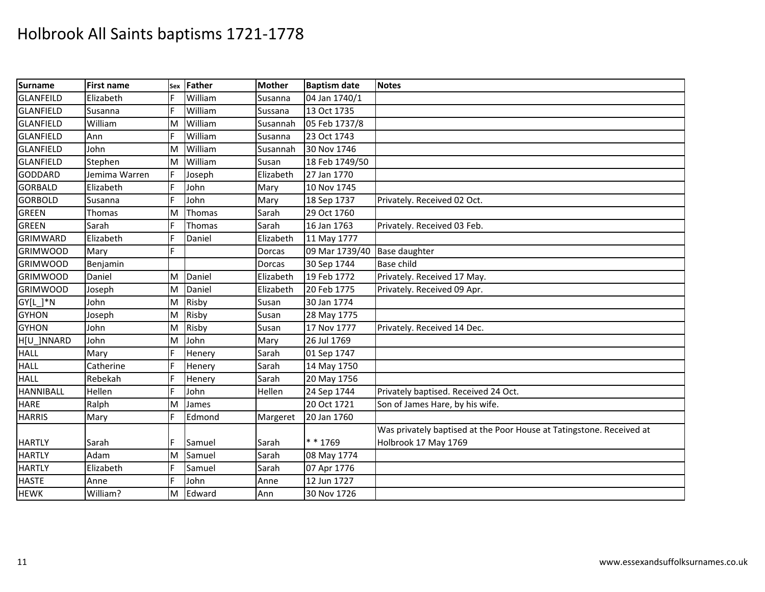# Holbrook All Saints baptisms 1721-1778

| Surname | First name | Sex | Father | Mother | Baptism date | Notes |
|---|---|---|---|---|---|---|
| GLANFEILD | Elizabeth | F | William | Susanna | 04 Jan 1740/1 | |
| GLANFIELD | Susanna | F | William | Sussana | 13 Oct 1735 | |
| GLANFIELD | William | M | William | Susannah | 05 Feb 1737/8 | |
| GLANFIELD | Ann | F | William | Susanna | 23 Oct 1743 | |
| GLANFIELD | John | M | William | Susannah | 30 Nov 1746 | |
| GLANFIELD | Stephen | M | William | Susan | 18 Feb 1749/50 | |
| GODDARD | Jemima Warren | F | Joseph | Elizabeth | 27 Jan 1770 | |
| GORBALD | Elizabeth | F | John | Mary | 10 Nov 1745 | |
| GORBOLD | Susanna | F | John | Mary | 18 Sep 1737 | Privately. Received 02 Oct. |
| GREEN | Thomas | M | Thomas | Sarah | 29 Oct 1760 | |
| GREEN | Sarah | F | Thomas | Sarah | 16 Jan 1763 | Privately. Received 03 Feb. |
| GRIMWARD | Elizabeth | F | Daniel | Elizabeth | 11 May 1777 | |
| GRIMWOOD | Mary | F | | Dorcas | 09 Mar 1739/40 | Base daughter |
| GRIMWOOD | Benjamin | | | Dorcas | 30 Sep 1744 | Base child |
| GRIMWOOD | Daniel | M | Daniel | Elizabeth | 19 Feb 1772 | Privately. Received 17 May. |
| GRIMWOOD | Joseph | M | Daniel | Elizabeth | 20 Feb 1775 | Privately. Received 09 Apr. |
| GY[L_]*N | John | M | Risby | Susan | 30 Jan 1774 | |
| GYHON | Joseph | M | Risby | Susan | 28 May 1775 | |
| GYHON | John | M | Risby | Susan | 17 Nov 1777 | Privately. Received 14 Dec. |
| H[U_]NNARD | John | M | John | Mary | 26 Jul 1769 | |
| HALL | Mary | F | Henery | Sarah | 01 Sep 1747 | |
| HALL | Catherine | F | Henery | Sarah | 14 May 1750 | |
| HALL | Rebekah | F | Henery | Sarah | 20 May 1756 | |
| HANNIBALL | Hellen | F | John | Hellen | 24 Sep 1744 | Privately baptised. Received 24 Oct. |
| HARE | Ralph | M | James | | 20 Oct 1721 | Son of James Hare, by his wife. |
| HARRIS | Mary | F | Edmond | Margeret | 20 Jan 1760 | |
| HARTLY | Sarah | F | Samuel | Sarah | * * 1769 | Was privately baptised at the Poor House at Tatingstone. Received at Holbrook 17 May 1769 |
| HARTLY | Adam | M | Samuel | Sarah | 08 May 1774 | |
| HARTLY | Elizabeth | F | Samuel | Sarah | 07 Apr 1776 | |
| HASTE | Anne | F | John | Anne | 12 Jun 1727 | |
| HEWK | William? | M | Edward | Ann | 30 Nov 1726 | |

www.essexandsuffolksurnames.co.uk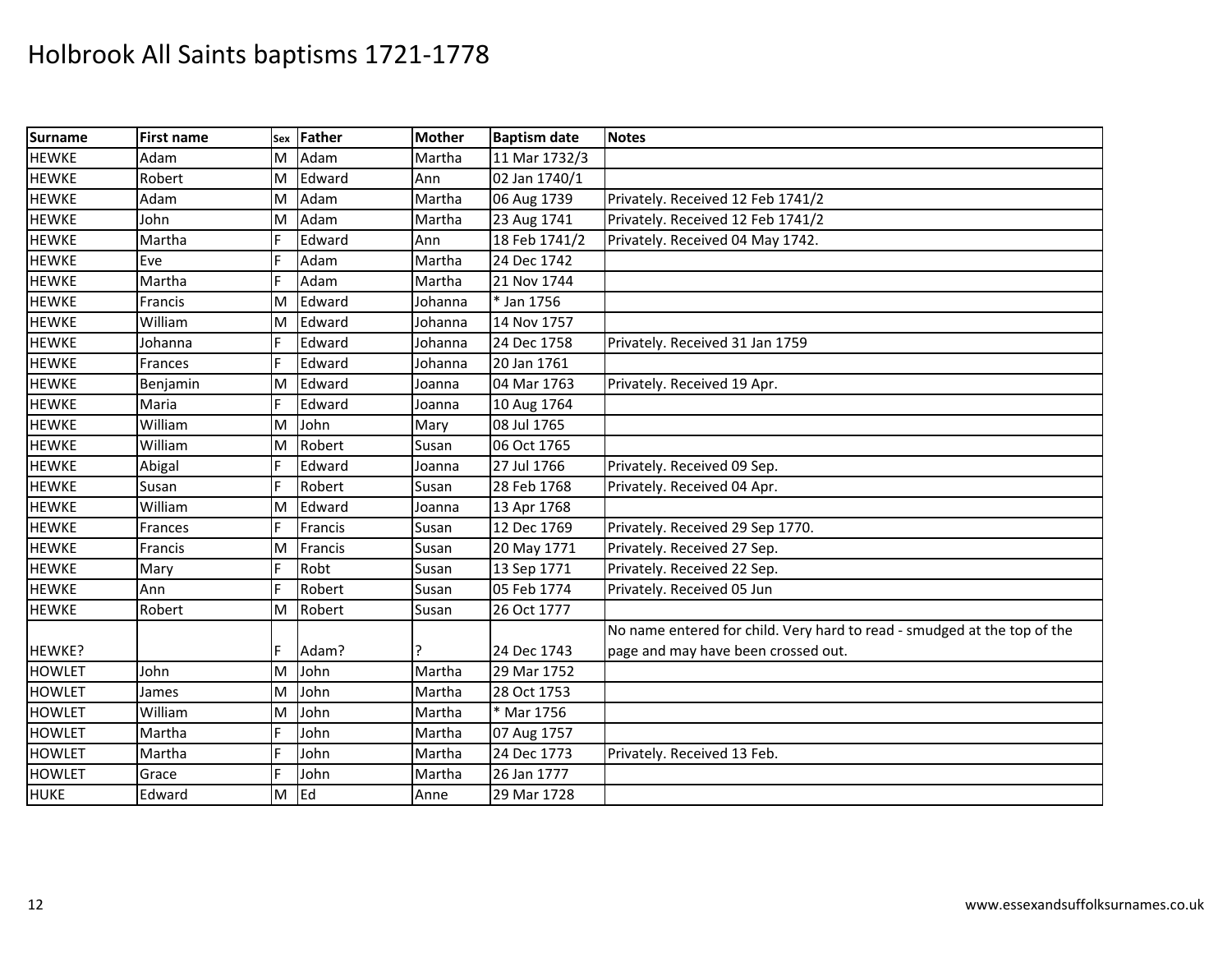# Holbrook All Saints baptisms 1721-1778

| Surname | First name | Sex | Father | Mother | Baptism date | Notes |
|---|---|---|---|---|---|---|
| HEWKE | Adam | M | Adam | Martha | 11 Mar 1732/3 | |
| HEWKE | Robert | M | Edward | Ann | 02 Jan 1740/1 | |
| HEWKE | Adam | M | Adam | Martha | 06 Aug 1739 | Privately. Received 12 Feb 1741/2 |
| HEWKE | John | M | Adam | Martha | 23 Aug 1741 | Privately. Received 12 Feb 1741/2 |
| HEWKE | Martha | F | Edward | Ann | 18 Feb 1741/2 | Privately. Received 04 May 1742. |
| HEWKE | Eve | F | Adam | Martha | 24 Dec 1742 | |
| HEWKE | Martha | F | Adam | Martha | 21 Nov 1744 | |
| HEWKE | Francis | M | Edward | Johanna | * Jan 1756 | |
| HEWKE | William | M | Edward | Johanna | 14 Nov 1757 | |
| HEWKE | Johanna | F | Edward | Johanna | 24 Dec 1758 | Privately. Received 31 Jan 1759 |
| HEWKE | Frances | F | Edward | Johanna | 20 Jan 1761 | |
| HEWKE | Benjamin | M | Edward | Joanna | 04 Mar 1763 | Privately. Received 19 Apr. |
| HEWKE | Maria | F | Edward | Joanna | 10 Aug 1764 | |
| HEWKE | William | M | John | Mary | 08 Jul 1765 | |
| HEWKE | William | M | Robert | Susan | 06 Oct 1765 | |
| HEWKE | Abigal | F | Edward | Joanna | 27 Jul 1766 | Privately. Received 09 Sep. |
| HEWKE | Susan | F | Robert | Susan | 28 Feb 1768 | Privately. Received 04 Apr. |
| HEWKE | William | M | Edward | Joanna | 13 Apr 1768 | |
| HEWKE | Frances | F | Francis | Susan | 12 Dec 1769 | Privately. Received 29 Sep 1770. |
| HEWKE | Francis | M | Francis | Susan | 20 May 1771 | Privately. Received 27 Sep. |
| HEWKE | Mary | F | Robt | Susan | 13 Sep 1771 | Privately. Received 22 Sep. |
| HEWKE | Ann | F | Robert | Susan | 05 Feb 1774 | Privately. Received 05 Jun |
| HEWKE | Robert | M | Robert | Susan | 26 Oct 1777 | |
| HEWKE? | | F | Adam? | ? | 24 Dec 1743 | No name entered for child. Very hard to read - smudged at the top of the page and may have been crossed out. |
| HOWLET | John | M | John | Martha | 29 Mar 1752 | |
| HOWLET | James | M | John | Martha | 28 Oct 1753 | |
| HOWLET | William | M | John | Martha | * Mar 1756 | |
| HOWLET | Martha | F | John | Martha | 07 Aug 1757 | |
| HOWLET | Martha | F | John | Martha | 24 Dec 1773 | Privately. Received 13 Feb. |
| HOWLET | Grace | F | John | Martha | 26 Jan 1777 | |
| HUKE | Edward | M | Ed | Anne | 29 Mar 1728 | |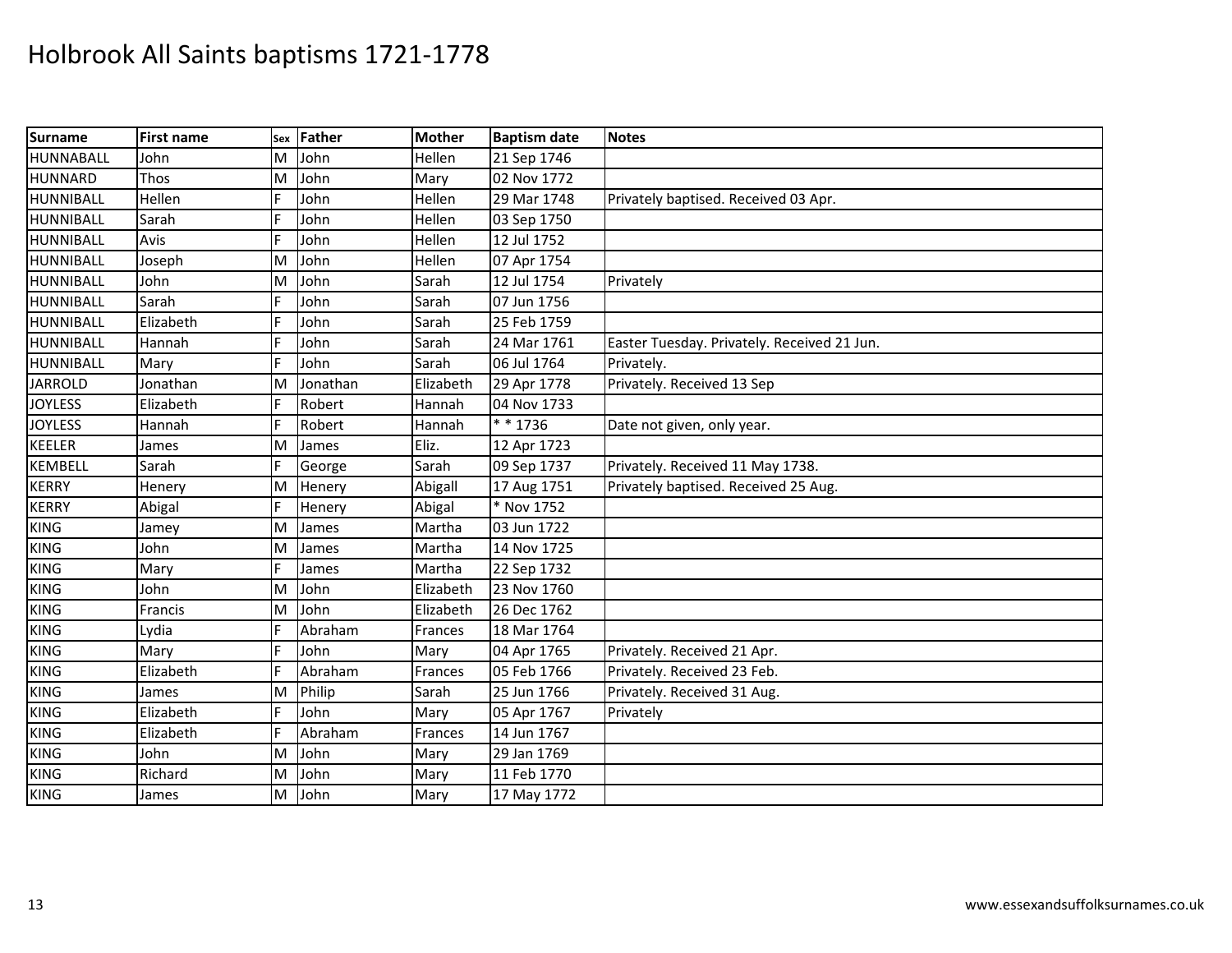# Holbrook All Saints baptisms 1721-1778

| Surname | First name | Sex | Father | Mother | Baptism date | Notes |
|---|---|---|---|---|---|---|
| HUNNABALL | John | M | John | Hellen | 21 Sep 1746 | |
| HUNNARD | Thos | M | John | Mary | 02 Nov 1772 | |
| HUNNIBALL | Hellen | F | John | Hellen | 29 Mar 1748 | Privately baptised. Received 03 Apr. |
| HUNNIBALL | Sarah | F | John | Hellen | 03 Sep 1750 | |
| HUNNIBALL | Avis | F | John | Hellen | 12 Jul 1752 | |
| HUNNIBALL | Joseph | M | John | Hellen | 07 Apr 1754 | |
| HUNNIBALL | John | M | John | Sarah | 12 Jul 1754 | Privately |
| HUNNIBALL | Sarah | F | John | Sarah | 07 Jun 1756 | |
| HUNNIBALL | Elizabeth | F | John | Sarah | 25 Feb 1759 | |
| HUNNIBALL | Hannah | F | John | Sarah | 24 Mar 1761 | Easter Tuesday. Privately. Received 21 Jun. |
| HUNNIBALL | Mary | F | John | Sarah | 06 Jul 1764 | Privately. |
| JARROLD | Jonathan | M | Jonathan | Elizabeth | 29 Apr 1778 | Privately. Received 13 Sep |
| JOYLESS | Elizabeth | F | Robert | Hannah | 04 Nov 1733 | |
| JOYLESS | Hannah | F | Robert | Hannah | * * 1736 | Date not given, only year. |
| KEELER | James | M | James | Eliz. | 12 Apr 1723 | |
| KEMBELL | Sarah | F | George | Sarah | 09 Sep 1737 | Privately. Received 11 May 1738. |
| KERRY | Henery | M | Henery | Abigall | 17 Aug 1751 | Privately baptised. Received 25 Aug. |
| KERRY | Abigal | F | Henery | Abigal | * Nov 1752 | |
| KING | Jamey | M | James | Martha | 03 Jun 1722 | |
| KING | John | M | James | Martha | 14 Nov 1725 | |
| KING | Mary | F | James | Martha | 22 Sep 1732 | |
| KING | John | M | John | Elizabeth | 23 Nov 1760 | |
| KING | Francis | M | John | Elizabeth | 26 Dec 1762 | |
| KING | Lydia | F | Abraham | Frances | 18 Mar 1764 | |
| KING | Mary | F | John | Mary | 04 Apr 1765 | Privately. Received 21 Apr. |
| KING | Elizabeth | F | Abraham | Frances | 05 Feb 1766 | Privately. Received 23 Feb. |
| KING | James | M | Philip | Sarah | 25 Jun 1766 | Privately. Received 31 Aug. |
| KING | Elizabeth | F | John | Mary | 05 Apr 1767 | Privately |
| KING | Elizabeth | F | Abraham | Frances | 14 Jun 1767 | |
| KING | John | M | John | Mary | 29 Jan 1769 | |
| KING | Richard | M | John | Mary | 11 Feb 1770 | |
| KING | James | M | John | Mary | 17 May 1772 | |

www.essexandsuffolksurnames.co.uk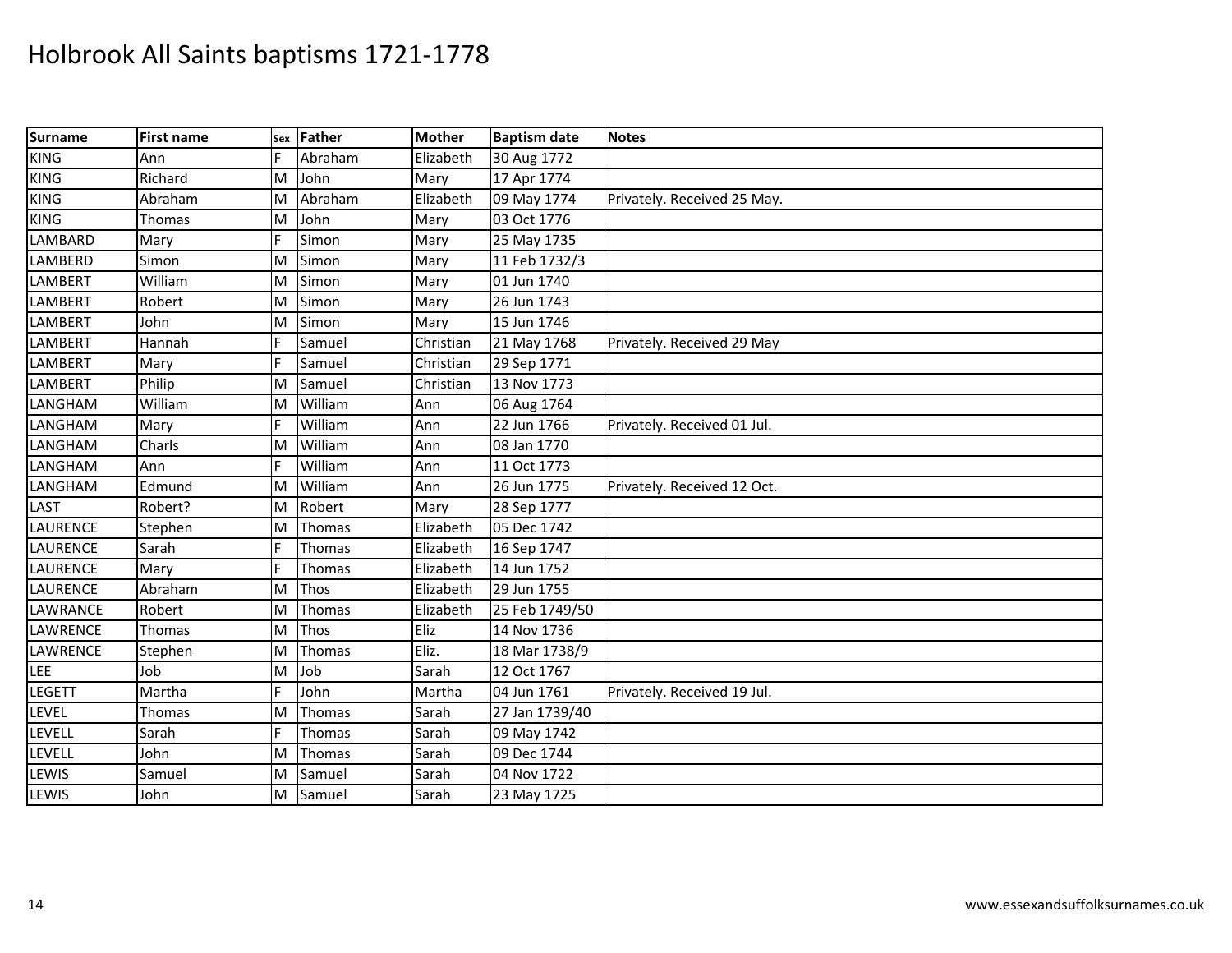# Holbrook All Saints baptisms 1721-1778

| Surname | First name | Sex | Father | Mother | Baptism date | Notes |
|---|---|---|---|---|---|---|
| KING | Ann | F | Abraham | Elizabeth | 30 Aug 1772 | |
| KING | Richard | M | John | Mary | 17 Apr 1774 | |
| KING | Abraham | M | Abraham | Elizabeth | 09 May 1774 | Privately. Received 25 May. |
| KING | Thomas | M | John | Mary | 03 Oct 1776 | |
| LAMBARD | Mary | F | Simon | Mary | 25 May 1735 | |
| LAMBERD | Simon | M | Simon | Mary | 11 Feb 1732/3 | |
| LAMBERT | William | M | Simon | Mary | 01 Jun 1740 | |
| LAMBERT | Robert | M | Simon | Mary | 26 Jun 1743 | |
| LAMBERT | John | M | Simon | Mary | 15 Jun 1746 | |
| LAMBERT | Hannah | F | Samuel | Christian | 21 May 1768 | Privately. Received 29 May |
| LAMBERT | Mary | F | Samuel | Christian | 29 Sep 1771 | |
| LAMBERT | Philip | M | Samuel | Christian | 13 Nov 1773 | |
| LANGHAM | William | M | William | Ann | 06 Aug 1764 | |
| LANGHAM | Mary | F | William | Ann | 22 Jun 1766 | Privately. Received 01 Jul. |
| LANGHAM | Charls | M | William | Ann | 08 Jan 1770 | |
| LANGHAM | Ann | F | William | Ann | 11 Oct 1773 | |
| LANGHAM | Edmund | M | William | Ann | 26 Jun 1775 | Privately. Received 12 Oct. |
| LAST | Robert? | M | Robert | Mary | 28 Sep 1777 | |
| LAURENCE | Stephen | M | Thomas | Elizabeth | 05 Dec 1742 | |
| LAURENCE | Sarah | F | Thomas | Elizabeth | 16 Sep 1747 | |
| LAURENCE | Mary | F | Thomas | Elizabeth | 14 Jun 1752 | |
| LAURENCE | Abraham | M | Thos | Elizabeth | 29 Jun 1755 | |
| LAWRANCE | Robert | M | Thomas | Elizabeth | 25 Feb 1749/50 | |
| LAWRENCE | Thomas | M | Thos | Eliz | 14 Nov 1736 | |
| LAWRENCE | Stephen | M | Thomas | Eliz. | 18 Mar 1738/9 | |
| LEE | Job | M | Job | Sarah | 12 Oct 1767 | |
| LEGETT | Martha | F | John | Martha | 04 Jun 1761 | Privately. Received 19 Jul. |
| LEVEL | Thomas | M | Thomas | Sarah | 27 Jan 1739/40 | |
| LEVELL | Sarah | F | Thomas | Sarah | 09 May 1742 | |
| LEVELL | John | M | Thomas | Sarah | 09 Dec 1744 | |
| LEWIS | Samuel | M | Samuel | Sarah | 04 Nov 1722 | |
| LEWIS | John | M | Samuel | Sarah | 23 May 1725 | |

www.essexandsuffolksurnames.co.uk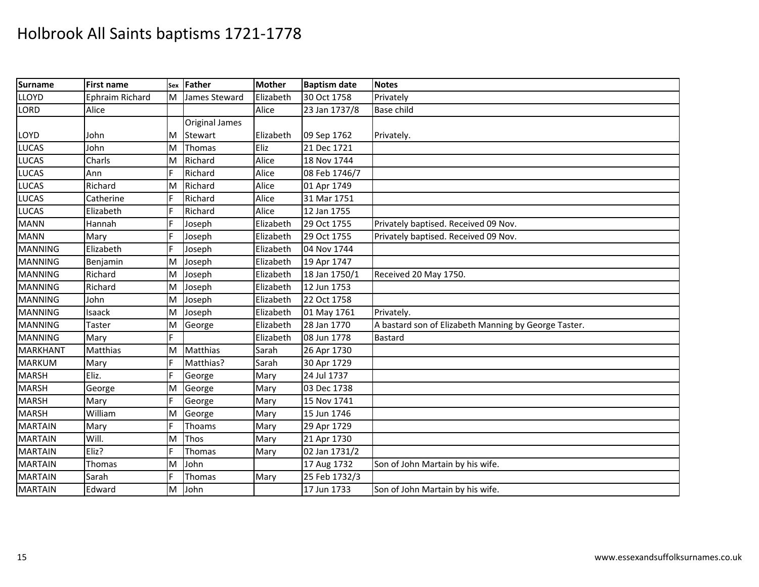# Holbrook All Saints baptisms 1721-1778

| Surname | First name | Sex | Father | Mother | Baptism date | Notes |
|---|---|---|---|---|---|---|
| LLOYD | Ephraim Richard | M | James Steward | Elizabeth | 30 Oct 1758 | Privately |
| LORD | Alice | | | Alice | 23 Jan 1737/8 | Base child |
| LOYD | John | M | Original James Stewart | Elizabeth | 09 Sep 1762 | Privately. |
| LUCAS | John | M | Thomas | Eliz | 21 Dec 1721 | |
| LUCAS | Charls | M | Richard | Alice | 18 Nov 1744 | |
| LUCAS | Ann | F | Richard | Alice | 08 Feb 1746/7 | |
| LUCAS | Richard | M | Richard | Alice | 01 Apr 1749 | |
| LUCAS | Catherine | F | Richard | Alice | 31 Mar 1751 | |
| LUCAS | Elizabeth | F | Richard | Alice | 12 Jan 1755 | |
| MANN | Hannah | F | Joseph | Elizabeth | 29 Oct 1755 | Privately baptised. Received 09 Nov. |
| MANN | Mary | F | Joseph | Elizabeth | 29 Oct 1755 | Privately baptised. Received 09 Nov. |
| MANNING | Elizabeth | F | Joseph | Elizabeth | 04 Nov 1744 | |
| MANNING | Benjamin | M | Joseph | Elizabeth | 19 Apr 1747 | |
| MANNING | Richard | M | Joseph | Elizabeth | 18 Jan 1750/1 | Received 20 May 1750. |
| MANNING | Richard | M | Joseph | Elizabeth | 12 Jun 1753 | |
| MANNING | John | M | Joseph | Elizabeth | 22 Oct 1758 | |
| MANNING | Isaack | M | Joseph | Elizabeth | 01 May 1761 | Privately. |
| MANNING | Taster | M | George | Elizabeth | 28 Jan 1770 | A bastard son of Elizabeth Manning by George Taster. |
| MANNING | Mary | F | | Elizabeth | 08 Jun 1778 | Bastard |
| MARKHANT | Matthias | M | Matthias | Sarah | 26 Apr 1730 | |
| MARKUM | Mary | F | Matthias? | Sarah | 30 Apr 1729 | |
| MARSH | Eliz. | F | George | Mary | 24 Jul 1737 | |
| MARSH | George | M | George | Mary | 03 Dec 1738 | |
| MARSH | Mary | F | George | Mary | 15 Nov 1741 | |
| MARSH | William | M | George | Mary | 15 Jun 1746 | |
| MARTAIN | Mary | F | Thoams | Mary | 29 Apr 1729 | |
| MARTAIN | Will. | M | Thos | Mary | 21 Apr 1730 | |
| MARTAIN | Eliz? | F | Thomas | Mary | 02 Jan 1731/2 | |
| MARTAIN | Thomas | M | John | | 17 Aug 1732 | Son of John Martain by his wife. |
| MARTAIN | Sarah | F | Thomas | Mary | 25 Feb 1732/3 | |
| MARTAIN | Edward | M | John | | 17 Jun 1733 | Son of John Martain by his wife. |

www.essexandsuffolksurnames.co.uk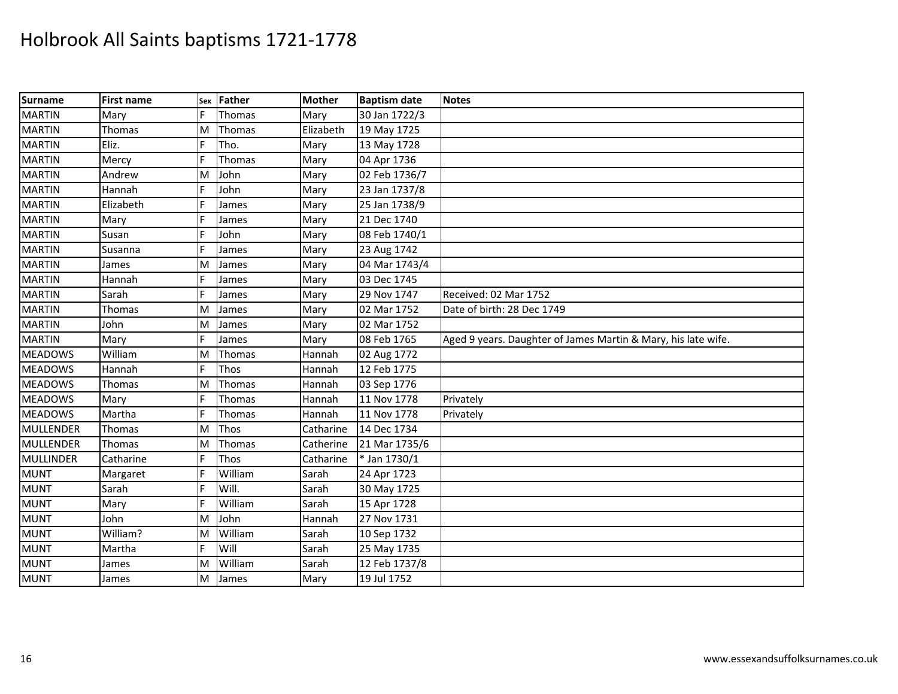# Holbrook All Saints baptisms 1721-1778

| Surname | First name | Sex | Father | Mother | Baptism date | Notes |
|---|---|---|---|---|---|---|
| MARTIN | Mary | F | Thomas | Mary | 30 Jan 1722/3 | |
| MARTIN | Thomas | M | Thomas | Elizabeth | 19 May 1725 | |
| MARTIN | Eliz. | F | Tho. | Mary | 13 May 1728 | |
| MARTIN | Mercy | F | Thomas | Mary | 04 Apr 1736 | |
| MARTIN | Andrew | M | John | Mary | 02 Feb 1736/7 | |
| MARTIN | Hannah | F | John | Mary | 23 Jan 1737/8 | |
| MARTIN | Elizabeth | F | James | Mary | 25 Jan 1738/9 | |
| MARTIN | Mary | F | James | Mary | 21 Dec 1740 | |
| MARTIN | Susan | F | John | Mary | 08 Feb 1740/1 | |
| MARTIN | Susanna | F | James | Mary | 23 Aug 1742 | |
| MARTIN | James | M | James | Mary | 04 Mar 1743/4 | |
| MARTIN | Hannah | F | James | Mary | 03 Dec 1745 | |
| MARTIN | Sarah | F | James | Mary | 29 Nov 1747 | Received: 02 Mar 1752 |
| MARTIN | Thomas | M | James | Mary | 02 Mar 1752 | Date of birth: 28 Dec 1749 |
| MARTIN | John | M | James | Mary | 02 Mar 1752 | |
| MARTIN | Mary | F | James | Mary | 08 Feb 1765 | Aged 9 years. Daughter of James Martin & Mary, his late wife. |
| MEADOWS | William | M | Thomas | Hannah | 02 Aug 1772 | |
| MEADOWS | Hannah | F | Thos | Hannah | 12 Feb 1775 | |
| MEADOWS | Thomas | M | Thomas | Hannah | 03 Sep 1776 | |
| MEADOWS | Mary | F | Thomas | Hannah | 11 Nov 1778 | Privately |
| MEADOWS | Martha | F | Thomas | Hannah | 11 Nov 1778 | Privately |
| MULLENDER | Thomas | M | Thos | Catharine | 14 Dec 1734 | |
| MULLENDER | Thomas | M | Thomas | Catherine | 21 Mar 1735/6 | |
| MULLINDER | Catharine | F | Thos | Catharine | * Jan 1730/1 | |
| MUNT | Margaret | F | William | Sarah | 24 Apr 1723 | |
| MUNT | Sarah | F | Will. | Sarah | 30 May 1725 | |
| MUNT | Mary | F | William | Sarah | 15 Apr 1728 | |
| MUNT | John | M | John | Hannah | 27 Nov 1731 | |
| MUNT | William? | M | William | Sarah | 10 Sep 1732 | |
| MUNT | Martha | F | Will | Sarah | 25 May 1735 | |
| MUNT | James | M | William | Sarah | 12 Feb 1737/8 | |
| MUNT | James | M | James | Mary | 19 Jul 1752 | |

www.essexandsuffolksurnames.co.uk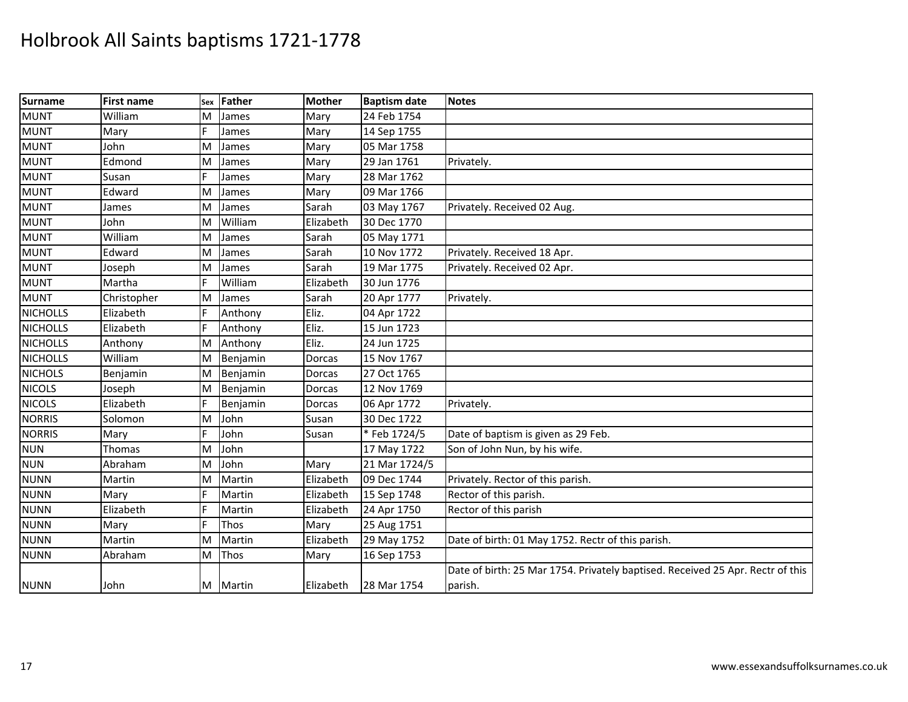# Holbrook All Saints baptisms 1721-1778

| Surname | First name | Sex | Father | Mother | Baptism date | Notes |
|---|---|---|---|---|---|---|
| MUNT | William | M | James | Mary | 24 Feb 1754 | |
| MUNT | Mary | F | James | Mary | 14 Sep 1755 | |
| MUNT | John | M | James | Mary | 05 Mar 1758 | |
| MUNT | Edmond | M | James | Mary | 29 Jan 1761 | Privately. |
| MUNT | Susan | F | James | Mary | 28 Mar 1762 | |
| MUNT | Edward | M | James | Mary | 09 Mar 1766 | |
| MUNT | James | M | James | Sarah | 03 May 1767 | Privately. Received 02 Aug. |
| MUNT | John | M | William | Elizabeth | 30 Dec 1770 | |
| MUNT | William | M | James | Sarah | 05 May 1771 | |
| MUNT | Edward | M | James | Sarah | 10 Nov 1772 | Privately. Received 18 Apr. |
| MUNT | Joseph | M | James | Sarah | 19 Mar 1775 | Privately. Received 02 Apr. |
| MUNT | Martha | F | William | Elizabeth | 30 Jun 1776 | |
| MUNT | Christopher | M | James | Sarah | 20 Apr 1777 | Privately. |
| NICHOLLS | Elizabeth | F | Anthony | Eliz. | 04 Apr 1722 | |
| NICHOLLS | Elizabeth | F | Anthony | Eliz. | 15 Jun 1723 | |
| NICHOLLS | Anthony | M | Anthony | Eliz. | 24 Jun 1725 | |
| NICHOLLS | William | M | Benjamin | Dorcas | 15 Nov 1767 | |
| NICHOLS | Benjamin | M | Benjamin | Dorcas | 27 Oct 1765 | |
| NICOLS | Joseph | M | Benjamin | Dorcas | 12 Nov 1769 | |
| NICOLS | Elizabeth | F | Benjamin | Dorcas | 06 Apr 1772 | Privately. |
| NORRIS | Solomon | M | John | Susan | 30 Dec 1722 | |
| NORRIS | Mary | F | John | Susan | * Feb 1724/5 | Date of baptism is given as 29 Feb. |
| NUN | Thomas | M | John | | 17 May 1722 | Son of John Nun, by his wife. |
| NUN | Abraham | M | John | Mary | 21 Mar 1724/5 | |
| NUNN | Martin | M | Martin | Elizabeth | 09 Dec 1744 | Privately. Rector of this parish. |
| NUNN | Mary | F | Martin | Elizabeth | 15 Sep 1748 | Rector of this parish. |
| NUNN | Elizabeth | F | Martin | Elizabeth | 24 Apr 1750 | Rector of this parish |
| NUNN | Mary | F | Thos | Mary | 25 Aug 1751 | |
| NUNN | Martin | M | Martin | Elizabeth | 29 May 1752 | Date of birth: 01 May 1752. Rectr of this parish. |
| NUNN | Abraham | M | Thos | Mary | 16 Sep 1753 | |
| NUNN | John | M | Martin | Elizabeth | 28 Mar 1754 | Date of birth: 25 Mar 1754. Privately baptised. Received 25 Apr. Rectr of this parish. |

www.essexandsuffolksurnames.co.uk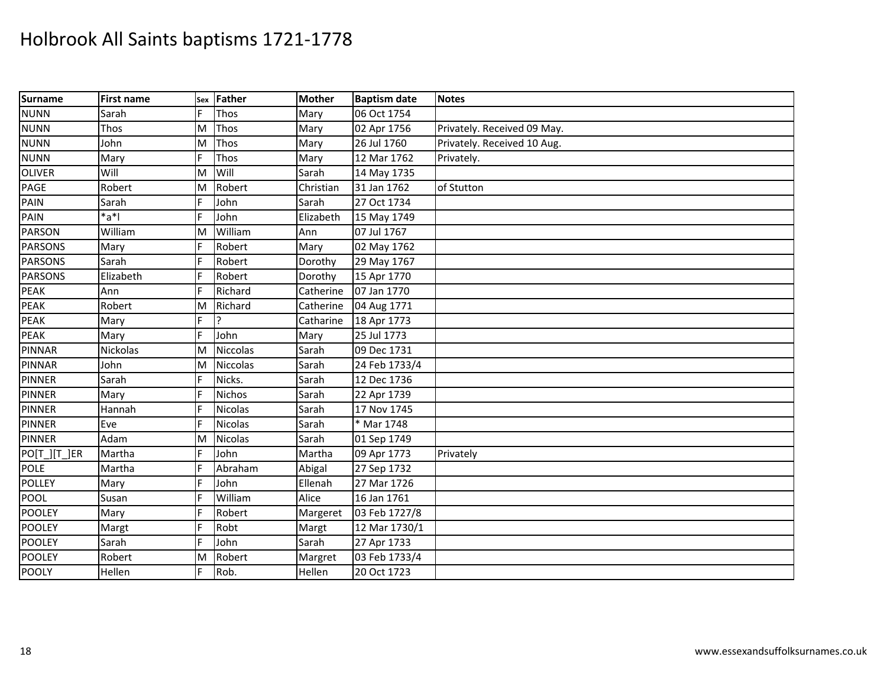# Holbrook All Saints baptisms 1721-1778

| Surname | First name | Sex | Father | Mother | Baptism date | Notes |
|---|---|---|---|---|---|---|
| NUNN | Sarah | F | Thos | Mary | 06 Oct 1754 | |
| NUNN | Thos | M | Thos | Mary | 02 Apr 1756 | Privately. Received 09 May. |
| NUNN | John | M | Thos | Mary | 26 Jul 1760 | Privately. Received 10 Aug. |
| NUNN | Mary | F | Thos | Mary | 12 Mar 1762 | Privately. |
| OLIVER | Will | M | Will | Sarah | 14 May 1735 | |
| PAGE | Robert | M | Robert | Christian | 31 Jan 1762 | of Stutton |
| PAIN | Sarah | F | John | Sarah | 27 Oct 1734 | |
| PAIN | *a*l | F | John | Elizabeth | 15 May 1749 | |
| PARSON | William | M | William | Ann | 07 Jul 1767 | |
| PARSONS | Mary | F | Robert | Mary | 02 May 1762 | |
| PARSONS | Sarah | F | Robert | Dorothy | 29 May 1767 | |
| PARSONS | Elizabeth | F | Robert | Dorothy | 15 Apr 1770 | |
| PEAK | Ann | F | Richard | Catherine | 07 Jan 1770 | |
| PEAK | Robert | M | Richard | Catherine | 04 Aug 1771 | |
| PEAK | Mary | F | ? | Catharine | 18 Apr 1773 | |
| PEAK | Mary | F | John | Mary | 25 Jul 1773 | |
| PINNAR | Nickolas | M | Niccolas | Sarah | 09 Dec 1731 | |
| PINNAR | John | M | Niccolas | Sarah | 24 Feb 1733/4 | |
| PINNER | Sarah | F | Nicks. | Sarah | 12 Dec 1736 | |
| PINNER | Mary | F | Nichos | Sarah | 22 Apr 1739 | |
| PINNER | Hannah | F | Nicolas | Sarah | 17 Nov 1745 | |
| PINNER | Eve | F | Nicolas | Sarah | * Mar 1748 | |
| PINNER | Adam | M | Nicolas | Sarah | 01 Sep 1749 | |
| PO[T_][T_]ER | Martha | F | John | Martha | 09 Apr 1773 | Privately |
| POLE | Martha | F | Abraham | Abigal | 27 Sep 1732 | |
| POLLEY | Mary | F | John | Ellenah | 27 Mar 1726 | |
| POOL | Susan | F | William | Alice | 16 Jan 1761 | |
| POOLEY | Mary | F | Robert | Margeret | 03 Feb 1727/8 | |
| POOLEY | Margt | F | Robt | Margt | 12 Mar 1730/1 | |
| POOLEY | Sarah | F | John | Sarah | 27 Apr 1733 | |
| POOLEY | Robert | M | Robert | Margret | 03 Feb 1733/4 | |
| POOLY | Hellen | F | Rob. | Hellen | 20 Oct 1723 | |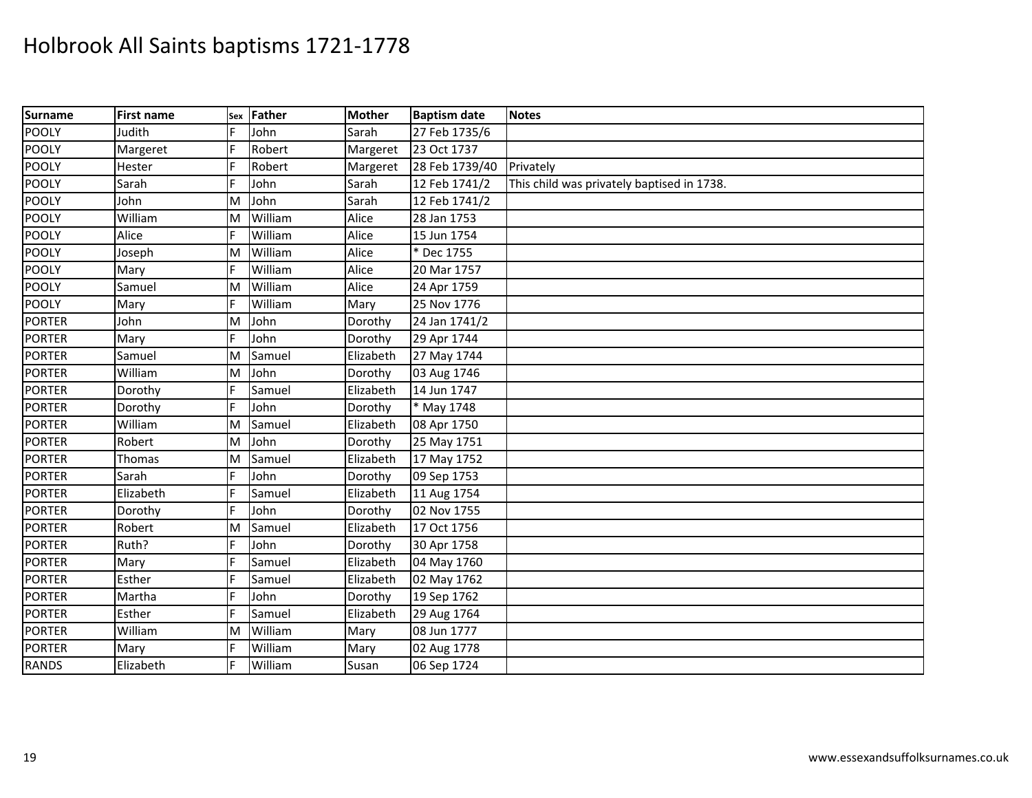# Holbrook All Saints baptisms 1721-1778

| Surname | First name | Sex | Father | Mother | Baptism date | Notes |
|---|---|---|---|---|---|---|
| POOLY | Judith | F | John | Sarah | 27 Feb 1735/6 | |
| POOLY | Margeret | F | Robert | Margeret | 23 Oct 1737 | |
| POOLY | Hester | F | Robert | Margeret | 28 Feb 1739/40 | Privately |
| POOLY | Sarah | F | John | Sarah | 12 Feb 1741/2 | This child was privately baptised in 1738. |
| POOLY | John | M | John | Sarah | 12 Feb 1741/2 | |
| POOLY | William | M | William | Alice | 28 Jan 1753 | |
| POOLY | Alice | F | William | Alice | 15 Jun 1754 | |
| POOLY | Joseph | M | William | Alice | * Dec 1755 | |
| POOLY | Mary | F | William | Alice | 20 Mar 1757 | |
| POOLY | Samuel | M | William | Alice | 24 Apr 1759 | |
| POOLY | Mary | F | William | Mary | 25 Nov 1776 | |
| PORTER | John | M | John | Dorothy | 24 Jan 1741/2 | |
| PORTER | Mary | F | John | Dorothy | 29 Apr 1744 | |
| PORTER | Samuel | M | Samuel | Elizabeth | 27 May 1744 | |
| PORTER | William | M | John | Dorothy | 03 Aug 1746 | |
| PORTER | Dorothy | F | Samuel | Elizabeth | 14 Jun 1747 | |
| PORTER | Dorothy | F | John | Dorothy | * May 1748 | |
| PORTER | William | M | Samuel | Elizabeth | 08 Apr 1750 | |
| PORTER | Robert | M | John | Dorothy | 25 May 1751 | |
| PORTER | Thomas | M | Samuel | Elizabeth | 17 May 1752 | |
| PORTER | Sarah | F | John | Dorothy | 09 Sep 1753 | |
| PORTER | Elizabeth | F | Samuel | Elizabeth | 11 Aug 1754 | |
| PORTER | Dorothy | F | John | Dorothy | 02 Nov 1755 | |
| PORTER | Robert | M | Samuel | Elizabeth | 17 Oct 1756 | |
| PORTER | Ruth? | F | John | Dorothy | 30 Apr 1758 | |
| PORTER | Mary | F | Samuel | Elizabeth | 04 May 1760 | |
| PORTER | Esther | F | Samuel | Elizabeth | 02 May 1762 | |
| PORTER | Martha | F | John | Dorothy | 19 Sep 1762 | |
| PORTER | Esther | F | Samuel | Elizabeth | 29 Aug 1764 | |
| PORTER | William | M | William | Mary | 08 Jun 1777 | |
| PORTER | Mary | F | William | Mary | 02 Aug 1778 | |
| RANDS | Elizabeth | F | William | Susan | 06 Sep 1724 | |

www.essexandsuffolksurnames.co.uk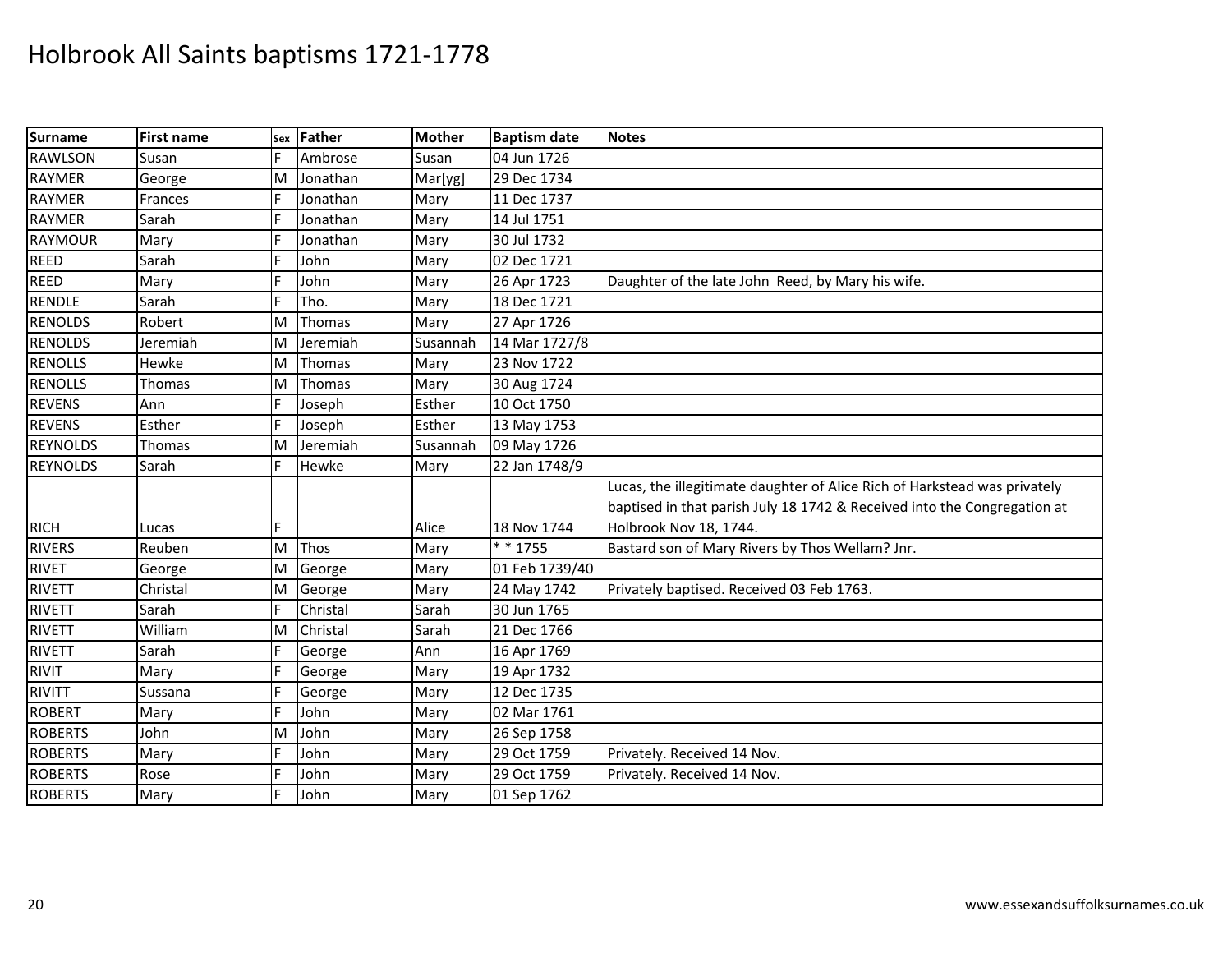# Holbrook All Saints baptisms 1721-1778

| Surname | First name | Sex | Father | Mother | Baptism date | Notes |
|---|---|---|---|---|---|---|
| RAWLSON | Susan | F | Ambrose | Susan | 04 Jun 1726 | |
| RAYMER | George | M | Jonathan | Mar[yg] | 29 Dec 1734 | |
| RAYMER | Frances | F | Jonathan | Mary | 11 Dec 1737 | |
| RAYMER | Sarah | F | Jonathan | Mary | 14 Jul 1751 | |
| RAYMOUR | Mary | F | Jonathan | Mary | 30 Jul 1732 | |
| REED | Sarah | F | John | Mary | 02 Dec 1721 | |
| REED | Mary | F | John | Mary | 26 Apr 1723 | Daughter of the late John Reed, by Mary his wife. |
| RENDLE | Sarah | F | Tho. | Mary | 18 Dec 1721 | |
| RENOLDS | Robert | M | Thomas | Mary | 27 Apr 1726 | |
| RENOLDS | Jeremiah | M | Jeremiah | Susannah | 14 Mar 1727/8 | |
| RENOLLS | Hewke | M | Thomas | Mary | 23 Nov 1722 | |
| RENOLLS | Thomas | M | Thomas | Mary | 30 Aug 1724 | |
| REVENS | Ann | F | Joseph | Esther | 10 Oct 1750 | |
| REVENS | Esther | F | Joseph | Esther | 13 May 1753 | |
| REYNOLDS | Thomas | M | Jeremiah | Susannah | 09 May 1726 | |
| REYNOLDS | Sarah | F | Hewke | Mary | 22 Jan 1748/9 | |
| RICH | Lucas | F | | Alice | 18 Nov 1744 | Lucas, the illegitimate daughter of Alice Rich of Harkstead was privately baptised in that parish July 18 1742 & Received into the Congregation at Holbrook Nov 18, 1744. |
| RIVERS | Reuben | M | Thos | Mary | * * 1755 | Bastard son of Mary Rivers by Thos Wellam? Jnr. |
| RIVET | George | M | George | Mary | 01 Feb 1739/40 | |
| RIVETT | Christal | M | George | Mary | 24 May 1742 | Privately baptised. Received 03 Feb 1763. |
| RIVETT | Sarah | F | Christal | Sarah | 30 Jun 1765 | |
| RIVETT | William | M | Christal | Sarah | 21 Dec 1766 | |
| RIVETT | Sarah | F | George | Ann | 16 Apr 1769 | |
| RIVIT | Mary | F | George | Mary | 19 Apr 1732 | |
| RIVITT | Sussana | F | George | Mary | 12 Dec 1735 | |
| ROBERT | Mary | F | John | Mary | 02 Mar 1761 | |
| ROBERTS | John | M | John | Mary | 26 Sep 1758 | |
| ROBERTS | Mary | F | John | Mary | 29 Oct 1759 | Privately. Received 14 Nov. |
| ROBERTS | Rose | F | John | Mary | 29 Oct 1759 | Privately. Received 14 Nov. |
| ROBERTS | Mary | F | John | Mary | 01 Sep 1762 | |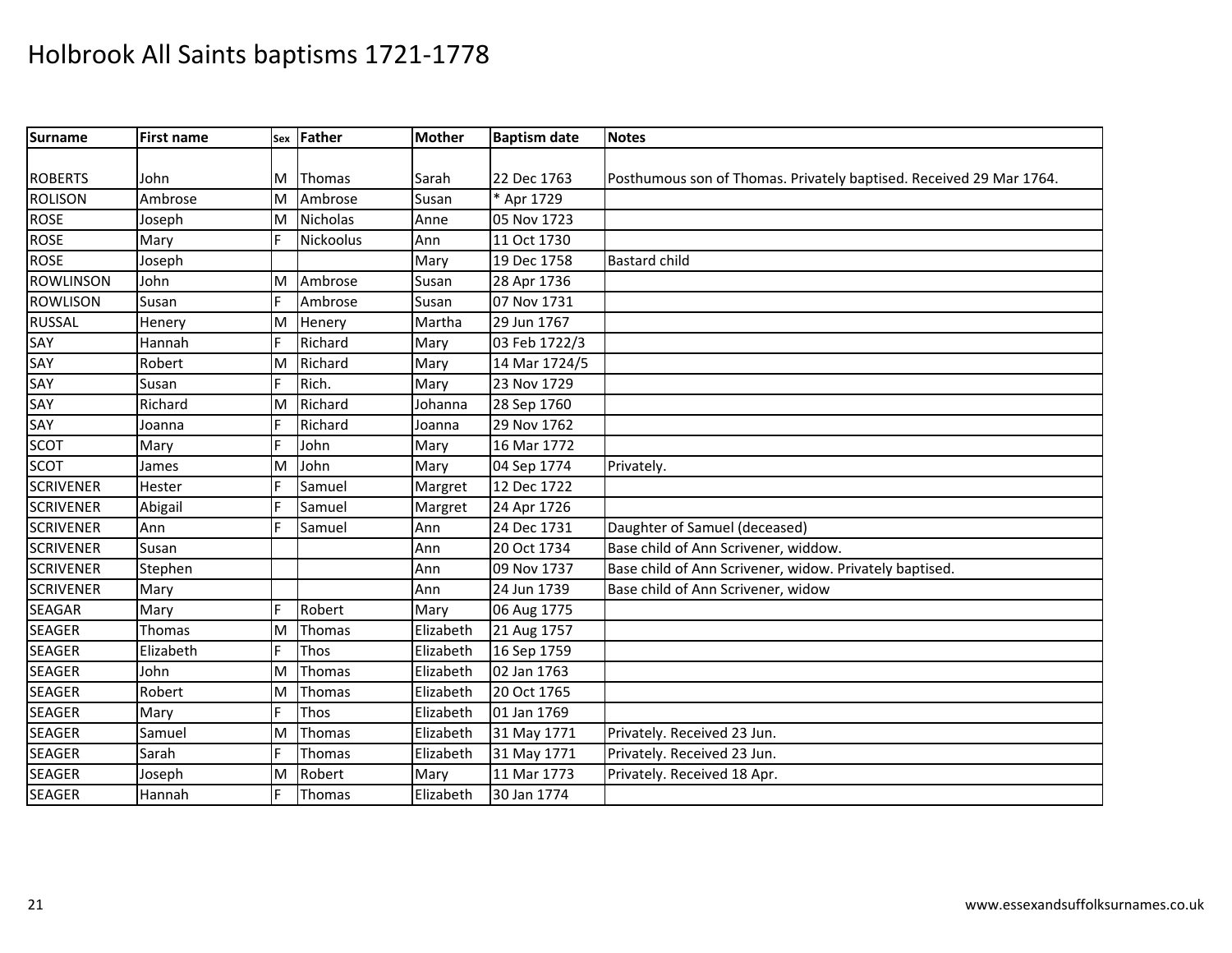# Holbrook All Saints baptisms 1721-1778

| Surname | First name | Sex | Father | Mother | Baptism date | Notes |
|---|---|---|---|---|---|---|
| ROBERTS | John | M | Thomas | Sarah | 22 Dec 1763 | Posthumous son of Thomas. Privately baptised. Received 29 Mar 1764. |
| ROLISON | Ambrose | M | Ambrose | Susan | * Apr 1729 | |
| ROSE | Joseph | M | Nicholas | Anne | 05 Nov 1723 | |
| ROSE | Mary | F | Nickoolus | Ann | 11 Oct 1730 | |
| ROSE | Joseph | | | Mary | 19 Dec 1758 | Bastard child |
| ROWLINSON | John | M | Ambrose | Susan | 28 Apr 1736 | |
| ROWLISON | Susan | F | Ambrose | Susan | 07 Nov 1731 | |
| RUSSAL | Henery | M | Henery | Martha | 29 Jun 1767 | |
| SAY | Hannah | F | Richard | Mary | 03 Feb 1722/3 | |
| SAY | Robert | M | Richard | Mary | 14 Mar 1724/5 | |
| SAY | Susan | F | Rich. | Mary | 23 Nov 1729 | |
| SAY | Richard | M | Richard | Johanna | 28 Sep 1760 | |
| SAY | Joanna | F | Richard | Joanna | 29 Nov 1762 | |
| SCOT | Mary | F | John | Mary | 16 Mar 1772 | |
| SCOT | James | M | John | Mary | 04 Sep 1774 | Privately. |
| SCRIVENER | Hester | F | Samuel | Margret | 12 Dec 1722 | |
| SCRIVENER | Abigail | F | Samuel | Margret | 24 Apr 1726 | |
| SCRIVENER | Ann | F | Samuel | Ann | 24 Dec 1731 | Daughter of Samuel (deceased) |
| SCRIVENER | Susan | | | Ann | 20 Oct 1734 | Base child of Ann Scrivener, widdow. |
| SCRIVENER | Stephen | | | Ann | 09 Nov 1737 | Base child of Ann Scrivener, widow. Privately baptised. |
| SCRIVENER | Mary | | | Ann | 24 Jun 1739 | Base child of Ann Scrivener, widow |
| SEAGAR | Mary | F | Robert | Mary | 06 Aug 1775 | |
| SEAGER | Thomas | M | Thomas | Elizabeth | 21 Aug 1757 | |
| SEAGER | Elizabeth | F | Thos | Elizabeth | 16 Sep 1759 | |
| SEAGER | John | M | Thomas | Elizabeth | 02 Jan 1763 | |
| SEAGER | Robert | M | Thomas | Elizabeth | 20 Oct 1765 | |
| SEAGER | Mary | F | Thos | Elizabeth | 01 Jan 1769 | |
| SEAGER | Samuel | M | Thomas | Elizabeth | 31 May 1771 | Privately. Received 23 Jun. |
| SEAGER | Sarah | F | Thomas | Elizabeth | 31 May 1771 | Privately. Received 23 Jun. |
| SEAGER | Joseph | M | Robert | Mary | 11 Mar 1773 | Privately. Received 18 Apr. |
| SEAGER | Hannah | F | Thomas | Elizabeth | 30 Jan 1774 | |

www.essexandsuffolksurnames.co.uk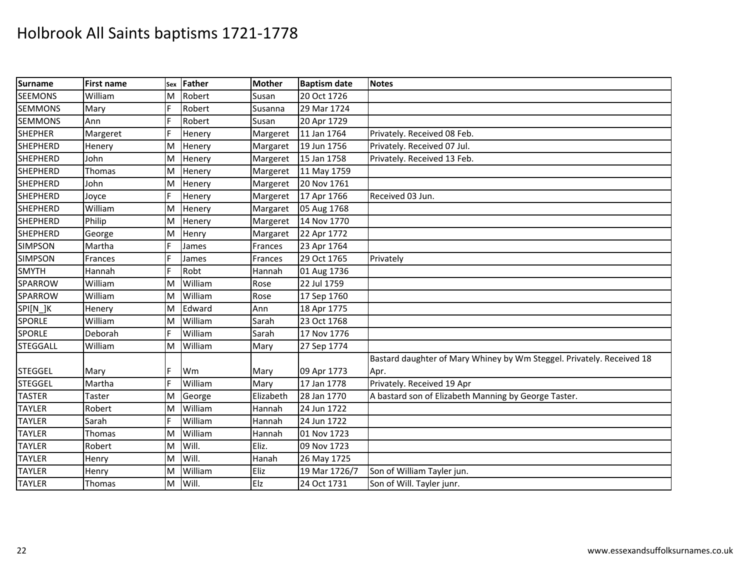# Holbrook All Saints baptisms 1721-1778

| Surname | First name | Sex | Father | Mother | Baptism date | Notes |
|---|---|---|---|---|---|---|
| SEEMONS | William | M | Robert | Susan | 20 Oct 1726 | |
| SEMMONS | Mary | F | Robert | Susanna | 29 Mar 1724 | |
| SEMMONS | Ann | F | Robert | Susan | 20 Apr 1729 | |
| SHEPHER | Margeret | F | Henery | Margeret | 11 Jan 1764 | Privately. Received 08 Feb. |
| SHEPHERD | Henery | M | Henery | Margaret | 19 Jun 1756 | Privately. Received 07 Jul. |
| SHEPHERD | John | M | Henery | Margeret | 15 Jan 1758 | Privately. Received 13 Feb. |
| SHEPHERD | Thomas | M | Henery | Margeret | 11 May 1759 | |
| SHEPHERD | John | M | Henery | Margeret | 20 Nov 1761 | |
| SHEPHERD | Joyce | F | Henery | Margeret | 17 Apr 1766 | Received 03 Jun. |
| SHEPHERD | William | M | Henery | Margaret | 05 Aug 1768 | |
| SHEPHERD | Philip | M | Henery | Margaret | 14 Nov 1770 | |
| SHEPHERD | George | M | Henry | Margaret | 22 Apr 1772 | |
| SIMPSON | Martha | F | James | Frances | 23 Apr 1764 | |
| SIMPSON | Frances | F | James | Frances | 29 Oct 1765 | Privately |
| SMYTH | Hannah | F | Robt | Hannah | 01 Aug 1736 | |
| SPARROW | William | M | William | Rose | 22 Jul 1759 | |
| SPARROW | William | M | William | Rose | 17 Sep 1760 | |
| SPI[N_]K | Henery | M | Edward | Ann | 18 Apr 1775 | |
| SPORLE | William | M | William | Sarah | 23 Oct 1768 | |
| SPORLE | Deborah | F | William | Sarah | 17 Nov 1776 | |
| STEGGALL | William | M | William | Mary | 27 Sep 1774 | |
| STEGGEL | Mary | F | Wm | Mary | 09 Apr 1773 | Bastard daughter of Mary Whiney by Wm Steggel. Privately. Received 18 Apr. |
| STEGGEL | Martha | F | William | Mary | 17 Jan 1778 | Privately. Received 19 Apr |
| TASTER | Taster | M | George | Elizabeth | 28 Jan 1770 | A bastard son of Elizabeth Manning by George Taster. |
| TAYLER | Robert | M | William | Hannah | 24 Jun 1722 | |
| TAYLER | Sarah | F | William | Hannah | 24 Jun 1722 | |
| TAYLER | Thomas | M | William | Hannah | 01 Nov 1723 | |
| TAYLER | Robert | M | Will. | Eliz. | 09 Nov 1723 | |
| TAYLER | Henry | M | Will. | Hanah | 26 May 1725 | |
| TAYLER | Henry | M | William | Eliz | 19 Mar 1726/7 | Son of William Tayler jun. |
| TAYLER | Thomas | M | Will. | Elz | 24 Oct 1731 | Son of Will. Tayler junr. |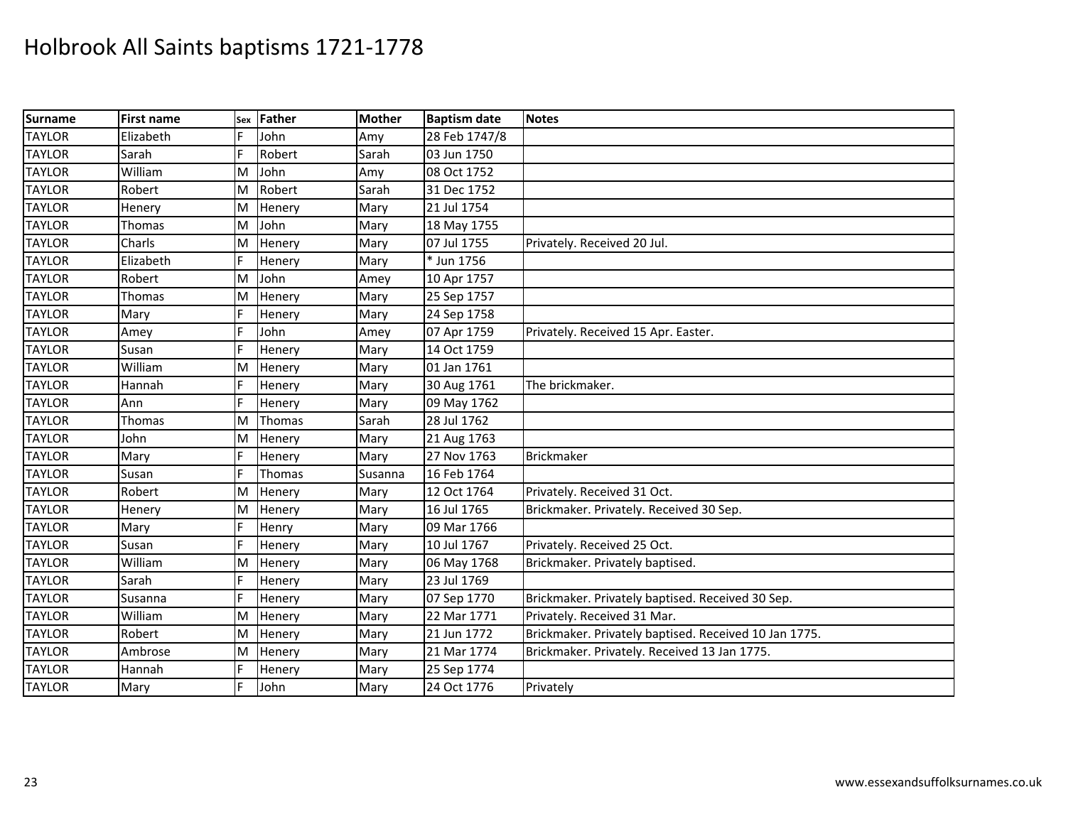# Holbrook All Saints baptisms 1721-1778

| Surname | First name | Sex | Father | Mother | Baptism date | Notes |
|---|---|---|---|---|---|---|
| TAYLOR | Elizabeth | F | John | Amy | 28 Feb 1747/8 | |
| TAYLOR | Sarah | F | Robert | Sarah | 03 Jun 1750 | |
| TAYLOR | William | M | John | Amy | 08 Oct 1752 | |
| TAYLOR | Robert | M | Robert | Sarah | 31 Dec 1752 | |
| TAYLOR | Henery | M | Henery | Mary | 21 Jul 1754 | |
| TAYLOR | Thomas | M | John | Mary | 18 May 1755 | |
| TAYLOR | Charls | M | Henery | Mary | 07 Jul 1755 | Privately. Received 20 Jul. |
| TAYLOR | Elizabeth | F | Henery | Mary | * Jun 1756 | |
| TAYLOR | Robert | M | John | Amey | 10 Apr 1757 | |
| TAYLOR | Thomas | M | Henery | Mary | 25 Sep 1757 | |
| TAYLOR | Mary | F | Henery | Mary | 24 Sep 1758 | |
| TAYLOR | Amey | F | John | Amey | 07 Apr 1759 | Privately. Received 15 Apr. Easter. |
| TAYLOR | Susan | F | Henery | Mary | 14 Oct 1759 | |
| TAYLOR | William | M | Henery | Mary | 01 Jan 1761 | |
| TAYLOR | Hannah | F | Henery | Mary | 30 Aug 1761 | The brickmaker. |
| TAYLOR | Ann | F | Henery | Mary | 09 May 1762 | |
| TAYLOR | Thomas | M | Thomas | Sarah | 28 Jul 1762 | |
| TAYLOR | John | M | Henery | Mary | 21 Aug 1763 | |
| TAYLOR | Mary | F | Henery | Mary | 27 Nov 1763 | Brickmaker |
| TAYLOR | Susan | F | Thomas | Susanna | 16 Feb 1764 | |
| TAYLOR | Robert | M | Henery | Mary | 12 Oct 1764 | Privately. Received 31 Oct. |
| TAYLOR | Henery | M | Henery | Mary | 16 Jul 1765 | Brickmaker. Privately. Received 30 Sep. |
| TAYLOR | Mary | F | Henry | Mary | 09 Mar 1766 | |
| TAYLOR | Susan | F | Henery | Mary | 10 Jul 1767 | Privately. Received 25 Oct. |
| TAYLOR | William | M | Henery | Mary | 06 May 1768 | Brickmaker. Privately baptised. |
| TAYLOR | Sarah | F | Henery | Mary | 23 Jul 1769 | |
| TAYLOR | Susanna | F | Henery | Mary | 07 Sep 1770 | Brickmaker. Privately baptised. Received 30 Sep. |
| TAYLOR | William | M | Henery | Mary | 22 Mar 1771 | Privately. Received 31 Mar. |
| TAYLOR | Robert | M | Henery | Mary | 21 Jun 1772 | Brickmaker. Privately baptised. Received 10 Jan 1775. |
| TAYLOR | Ambrose | M | Henery | Mary | 21 Mar 1774 | Brickmaker. Privately. Received 13 Jan 1775. |
| TAYLOR | Hannah | F | Henery | Mary | 25 Sep 1774 | |
| TAYLOR | Mary | F | John | Mary | 24 Oct 1776 | Privately |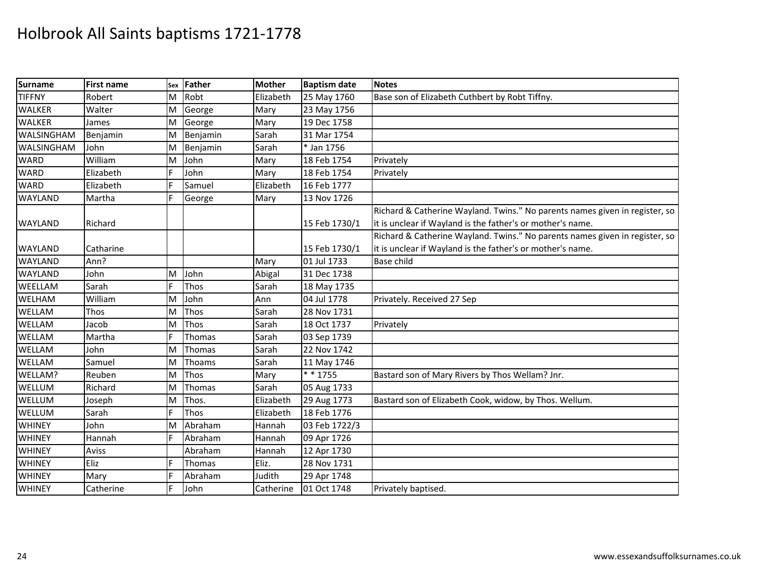# Holbrook All Saints baptisms 1721-1778

| Surname | First name | Sex | Father | Mother | Baptism date | Notes |
|---|---|---|---|---|---|---|
| TIFFNY | Robert | M | Robt | Elizabeth | 25 May 1760 | Base son of Elizabeth Cuthbert by Robt Tiffny. |
| WALKER | Walter | M | George | Mary | 23 May 1756 | |
| WALKER | James | M | George | Mary | 19 Dec 1758 | |
| WALSINGHAM | Benjamin | M | Benjamin | Sarah | 31 Mar 1754 | |
| WALSINGHAM | John | M | Benjamin | Sarah | * Jan 1756 | |
| WARD | William | M | John | Mary | 18 Feb 1754 | Privately |
| WARD | Elizabeth | F | John | Mary | 18 Feb 1754 | Privately |
| WARD | Elizabeth | F | Samuel | Elizabeth | 16 Feb 1777 | |
| WAYLAND | Martha | F | George | Mary | 13 Nov 1726 | |
| WAYLAND | Richard | | | | 15 Feb 1730/1 | Richard & Catherine Wayland. Twins." No parents names given in register, so it is unclear if Wayland is the father's or mother's name. |
| WAYLAND | Catharine | | | | 15 Feb 1730/1 | Richard & Catherine Wayland. Twins." No parents names given in register, so it is unclear if Wayland is the father's or mother's name. |
| WAYLAND | Ann? | | | Mary | 01 Jul 1733 | Base child |
| WAYLAND | John | M | John | Abigal | 31 Dec 1738 | |
| WEELLAM | Sarah | F | Thos | Sarah | 18 May 1735 | |
| WELHAM | William | M | John | Ann | 04 Jul 1778 | Privately. Received 27 Sep |
| WELLAM | Thos | M | Thos | Sarah | 28 Nov 1731 | |
| WELLAM | Jacob | M | Thos | Sarah | 18 Oct 1737 | Privately |
| WELLAM | Martha | F | Thomas | Sarah | 03 Sep 1739 | |
| WELLAM | John | M | Thomas | Sarah | 22 Nov 1742 | |
| WELLAM | Samuel | M | Thoams | Sarah | 11 May 1746 | |
| WELLAM? | Reuben | M | Thos | Mary | * * 1755 | Bastard son of Mary Rivers by Thos Wellam? Jnr. |
| WELLUM | Richard | M | Thomas | Sarah | 05 Aug 1733 | |
| WELLUM | Joseph | M | Thos. | Elizabeth | 29 Aug 1773 | Bastard son of Elizabeth Cook, widow, by Thos. Wellum. |
| WELLUM | Sarah | F | Thos | Elizabeth | 18 Feb 1776 | |
| WHINEY | John | M | Abraham | Hannah | 03 Feb 1722/3 | |
| WHINEY | Hannah | F | Abraham | Hannah | 09 Apr 1726 | |
| WHINEY | Aviss | | Abraham | Hannah | 12 Apr 1730 | |
| WHINEY | Eliz | F | Thomas | Eliz. | 28 Nov 1731 | |
| WHINEY | Mary | F | Abraham | Judith | 29 Apr 1748 | |
| WHINEY | Catherine | F | John | Catherine | 01 Oct 1748 | Privately baptised. |

www.essexandsuffolksurnames.co.uk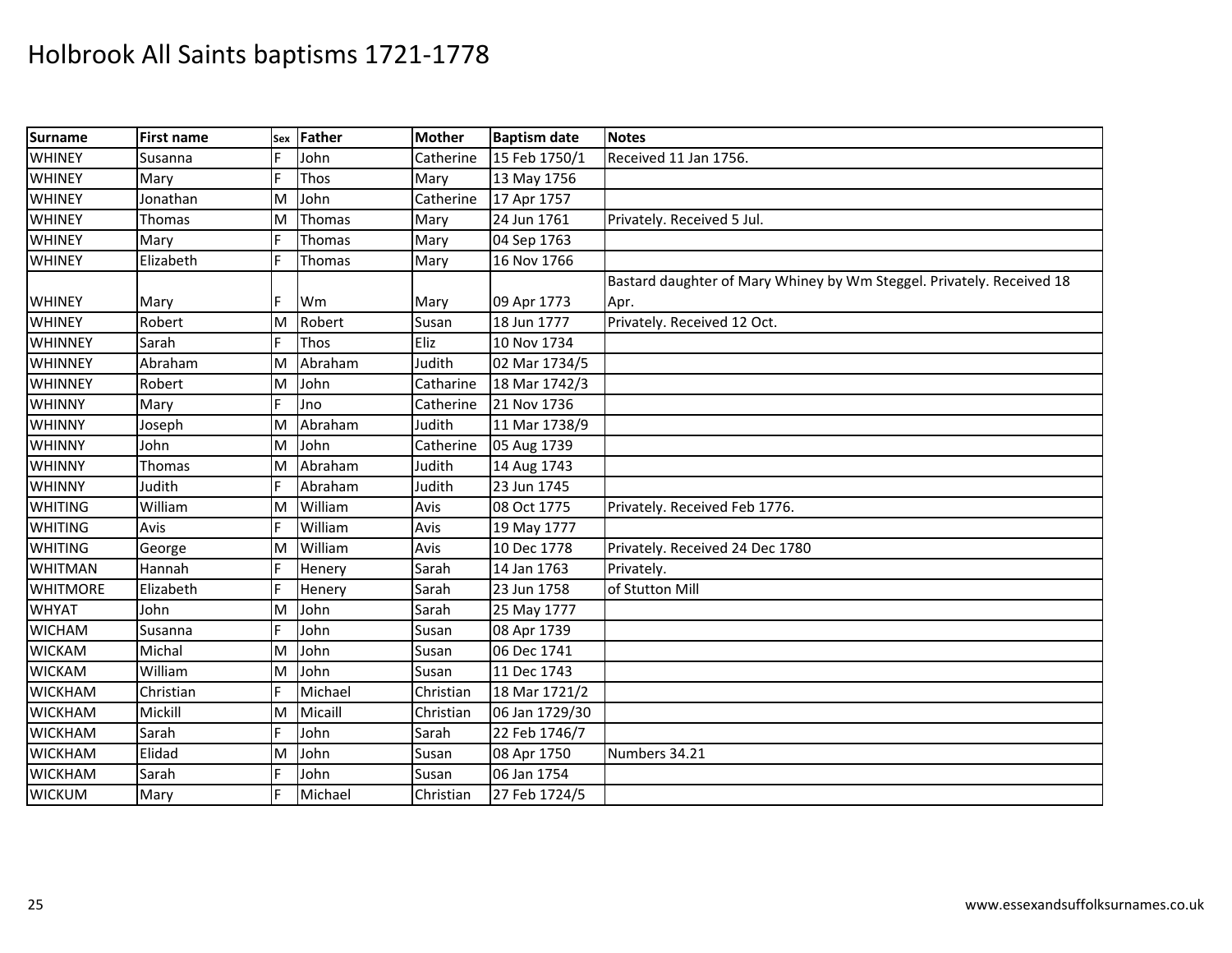# Holbrook All Saints baptisms 1721-1778

| Surname | First name | Sex | Father | Mother | Baptism date | Notes |
|---|---|---|---|---|---|---|
| WHINEY | Susanna | F | John | Catherine | 15 Feb 1750/1 | Received 11 Jan 1756. |
| WHINEY | Mary | F | Thos | Mary | 13 May 1756 | |
| WHINEY | Jonathan | M | John | Catherine | 17 Apr 1757 | |
| WHINEY | Thomas | M | Thomas | Mary | 24 Jun 1761 | Privately. Received 5 Jul. |
| WHINEY | Mary | F | Thomas | Mary | 04 Sep 1763 | |
| WHINEY | Elizabeth | F | Thomas | Mary | 16 Nov 1766 | |
| WHINEY | Mary | F | Wm | Mary | 09 Apr 1773 | Bastard daughter of Mary Whiney by Wm Steggel. Privately. Received 18 Apr. |
| WHINEY | Robert | M | Robert | Susan | 18 Jun 1777 | Privately. Received 12 Oct. |
| WHINNEY | Sarah | F | Thos | Eliz | 10 Nov 1734 | |
| WHINNEY | Abraham | M | Abraham | Judith | 02 Mar 1734/5 | |
| WHINNEY | Robert | M | John | Catharine | 18 Mar 1742/3 | |
| WHINNY | Mary | F | Jno | Catherine | 21 Nov 1736 | |
| WHINNY | Joseph | M | Abraham | Judith | 11 Mar 1738/9 | |
| WHINNY | John | M | John | Catherine | 05 Aug 1739 | |
| WHINNY | Thomas | M | Abraham | Judith | 14 Aug 1743 | |
| WHINNY | Judith | F | Abraham | Judith | 23 Jun 1745 | |
| WHITING | William | M | William | Avis | 08 Oct 1775 | Privately. Received Feb 1776. |
| WHITING | Avis | F | William | Avis | 19 May 1777 | |
| WHITING | George | M | William | Avis | 10 Dec 1778 | Privately. Received 24 Dec 1780 |
| WHITMAN | Hannah | F | Henery | Sarah | 14 Jan 1763 | Privately. |
| WHITMORE | Elizabeth | F | Henery | Sarah | 23 Jun 1758 | of Stutton Mill |
| WHYAT | John | M | John | Sarah | 25 May 1777 | |
| WICHAM | Susanna | F | John | Susan | 08 Apr 1739 | |
| WICKAM | Michal | M | John | Susan | 06 Dec 1741 | |
| WICKAM | William | M | John | Susan | 11 Dec 1743 | |
| WICKHAM | Christian | F | Michael | Christian | 18 Mar 1721/2 | |
| WICKHAM | Mickill | M | Micaill | Christian | 06 Jan 1729/30 | |
| WICKHAM | Sarah | F | John | Sarah | 22 Feb 1746/7 | |
| WICKHAM | Elidad | M | John | Susan | 08 Apr 1750 | Numbers 34.21 |
| WICKHAM | Sarah | F | John | Susan | 06 Jan 1754 | |
| WICKUM | Mary | F | Michael | Christian | 27 Feb 1724/5 | |

www.essexandsuffolksurnames.co.uk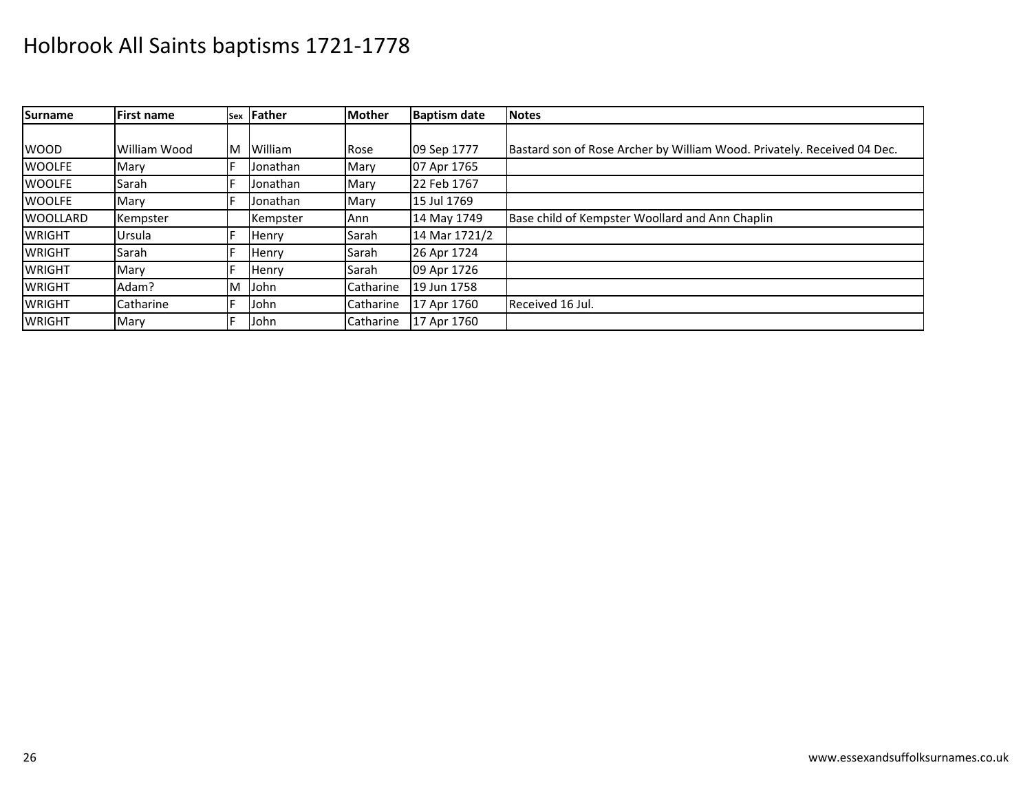# Holbrook All Saints baptisms 1721-1778

| Surname | First name | Sex | Father | Mother | Baptism date | Notes |
|---|---|---|---|---|---|---|
| WOOD | William Wood | M | William | Rose | 09 Sep 1777 | Bastard son of Rose Archer by William Wood. Privately. Received 04 Dec. |
| WOOLFE | Mary | F | Jonathan | Mary | 07 Apr 1765 | |
| WOOLFE | Sarah | F | Jonathan | Mary | 22 Feb 1767 | |
| WOOLFE | Mary | F | Jonathan | Mary | 15 Jul 1769 | |
| WOOLLARD | Kempster | | Kempster | Ann | 14 May 1749 | Base child of Kempster Woollard and Ann Chaplin |
| WRIGHT | Ursula | F | Henry | Sarah | 14 Mar 1721/2 | |
| WRIGHT | Sarah | F | Henry | Sarah | 26 Apr 1724 | |
| WRIGHT | Mary | F | Henry | Sarah | 09 Apr 1726 | |
| WRIGHT | Adam? | M | John | Catharine | 19 Jun 1758 | |
| WRIGHT | Catharine | F | John | Catharine | 17 Apr 1760 | Received 16 Jul. |
| WRIGHT | Mary | F | John | Catharine | 17 Apr 1760 | |

www.essexandsuffolksurnames.co.uk